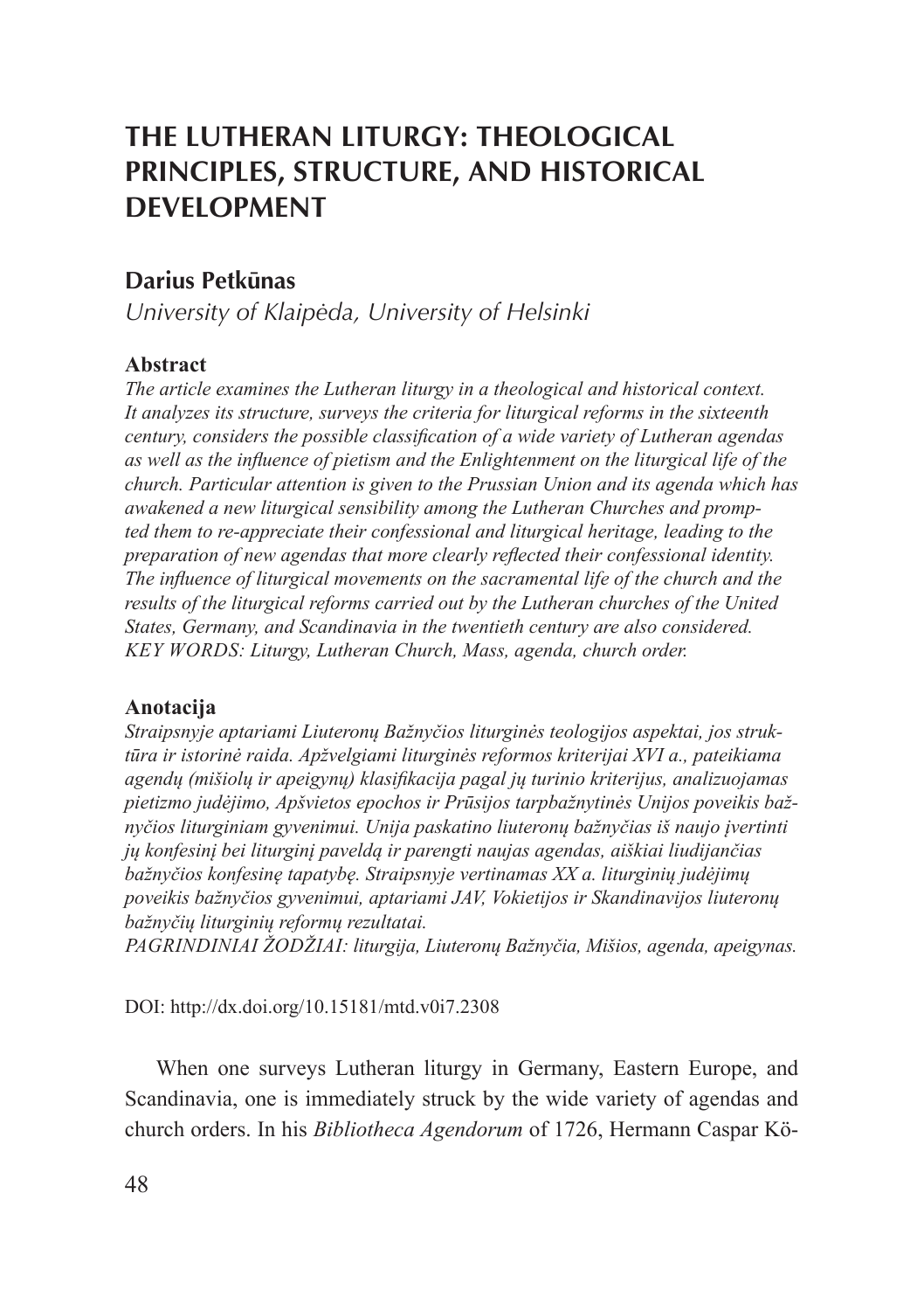# THE LUTHERAN LITURGY: THEOLOGICAL PRINCIPLES, STRUCTURE, AND HISTORICAL DEVELOPMENT

**Darius Petkūnas**

*University of Klaipėda, University of Helsinki*

**Abstract**

*The article examines the Lutheran liturgy in a theological and historical context. It analyzes its structure, surveys the criteria for liturgical reforms in the sixteenth century, considers the possible classification of a wide variety of Lutheran agendas as well as the influence of pietism and the Enlightenment on the liturgical life of the church. Particular attention is given to the Prussian Union and its agenda which has awakened a new liturgical sensibility among the Lutheran Churches and prompted them to re-appreciate their confessional and liturgical heritage, leading to the preparation of new agendas that more clearly reflected their confessional identity. The influence of liturgical movements on the sacramental life of the church and the results of the liturgical reforms carried out by the Lutheran churches of the United States, Germany, and Scandinavia in the twentieth century are also considered.*
*KEY WORDS: Liturgy, Lutheran Church, Mass, agenda, church order.*

**Anotacija**

*Straipsnyje aptariami Liuteronų Bažnyčios liturginės teologijos aspektai, jos struktūra ir istorinė raida. Apžvelgiami liturginės reformos kriterijai XVI a., pateikiama agendų (mišiolų ir apeigynų) klasifikacija pagal jų turinio kriterijus, analizuojamas pietizmo judėjimo, Apšvietos epochos ir Prūsijos tarpbažnytinės Unijos poveikis bažnyčios liturginiam gyvenimui. Unija paskatino liuteronų bažnyčias iš naujo įvertinti jų konfesinį bei liturginį paveldą ir parengti naujas agendas, aiškiai liudijančias bažnyčios konfesinę tapatybę. Straipsnyje vertinamas XX a. liturginių judėjimų poveikis bažnyčios gyvenimui, aptariami JAV, Vokietijos ir Skandinavijos liuteronų bažnyčių liturginių reformų rezultatai.*
*PAGRINDINIAI ŽODŽIAI: liturgija, Liuteronų Bažnyčia, Mišios, agenda, apeigynas.*

DOI: http://dx.doi.org/10.15181/mtd.v0i7.2308

When one surveys Lutheran liturgy in Germany, Eastern Europe, and Scandinavia, one is immediately struck by the wide variety of agendas and church orders. In his *Bibliotheca Agendorum* of 1726, Hermann Caspar Kö-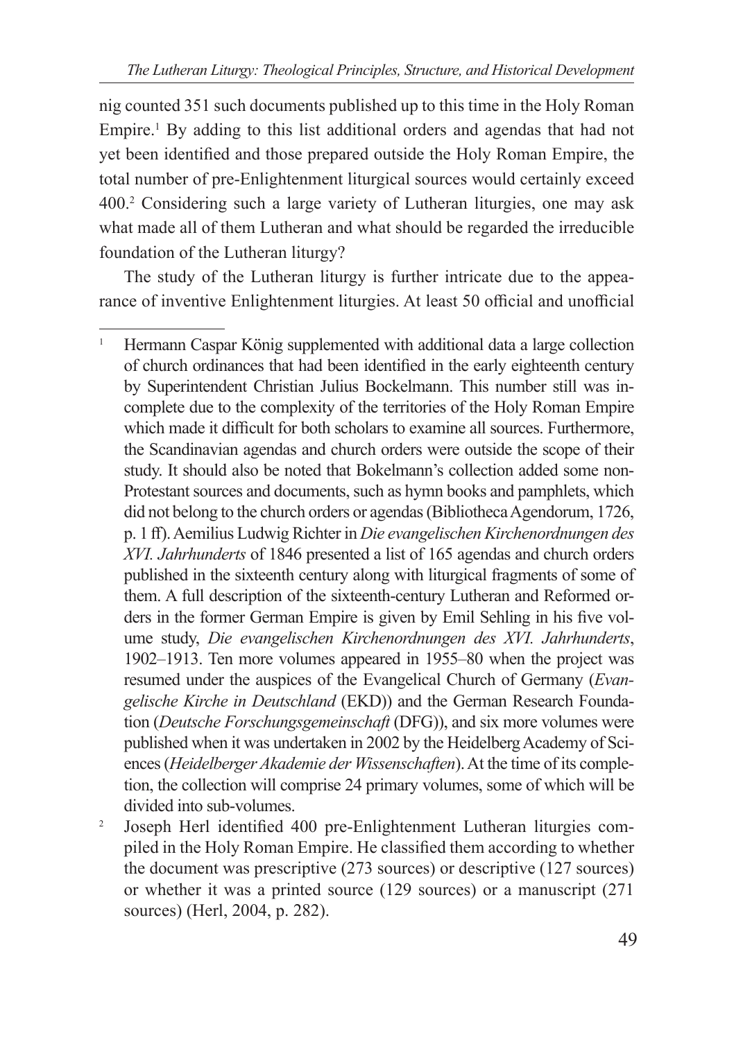nig counted 351 such documents published up to this time in the Holy Roman Empire.[1] By adding to this list additional orders and agendas that had not yet been identified and those prepared outside the Holy Roman Empire, the total number of pre-Enlightenment liturgical sources would certainly exceed 400.[2] Considering such a large variety of Lutheran liturgies, one may ask what made all of them Lutheran and what should be regarded the irreducible foundation of the Lutheran liturgy?

The study of the Lutheran liturgy is further intricate due to the appearance of inventive Enlightenment liturgies. At least 50 official and unofficial

---

[1] Hermann Caspar König supplemented with additional data a large collection of church ordinances that had been identified in the early eighteenth century by Superintendent Christian Julius Bockelmann. This number still was incomplete due to the complexity of the territories of the Holy Roman Empire which made it difficult for both scholars to examine all sources. Furthermore, the Scandinavian agendas and church orders were outside the scope of their study. It should also be noted that Bokelmann's collection added some non-Protestant sources and documents, such as hymn books and pamphlets, which did not belong to the church orders or agendas (Bibliotheca Agendorum, 1726, p. 1 ff). Aemilius Ludwig Richter in *Die evangelischen Kirchenordnungen des XVI. Jahrhunderts* of 1846 presented a list of 165 agendas and church orders published in the sixteenth century along with liturgical fragments of some of them. A full description of the sixteenth-century Lutheran and Reformed orders in the former German Empire is given by Emil Sehling in his five volume study, *Die evangelischen Kirchenordnungen des XVI. Jahrhunderts*, 1902–1913. Ten more volumes appeared in 1955–80 when the project was resumed under the auspices of the Evangelical Church of Germany (*Evangelische Kirche in Deutschland* (EKD)) and the German Research Foundation (*Deutsche Forschungsgemeinschaft* (DFG)), and six more volumes were published when it was undertaken in 2002 by the Heidelberg Academy of Sciences (*Heidelberger Akademie der Wissenschaften*). At the time of its completion, the collection will comprise 24 primary volumes, some of which will be divided into sub-volumes.

[2] Joseph Herl identified 400 pre-Enlightenment Lutheran liturgies compiled in the Holy Roman Empire. He classified them according to whether the document was prescriptive (273 sources) or descriptive (127 sources) or whether it was a printed source (129 sources) or a manuscript (271 sources) (Herl, 2004, p. 282).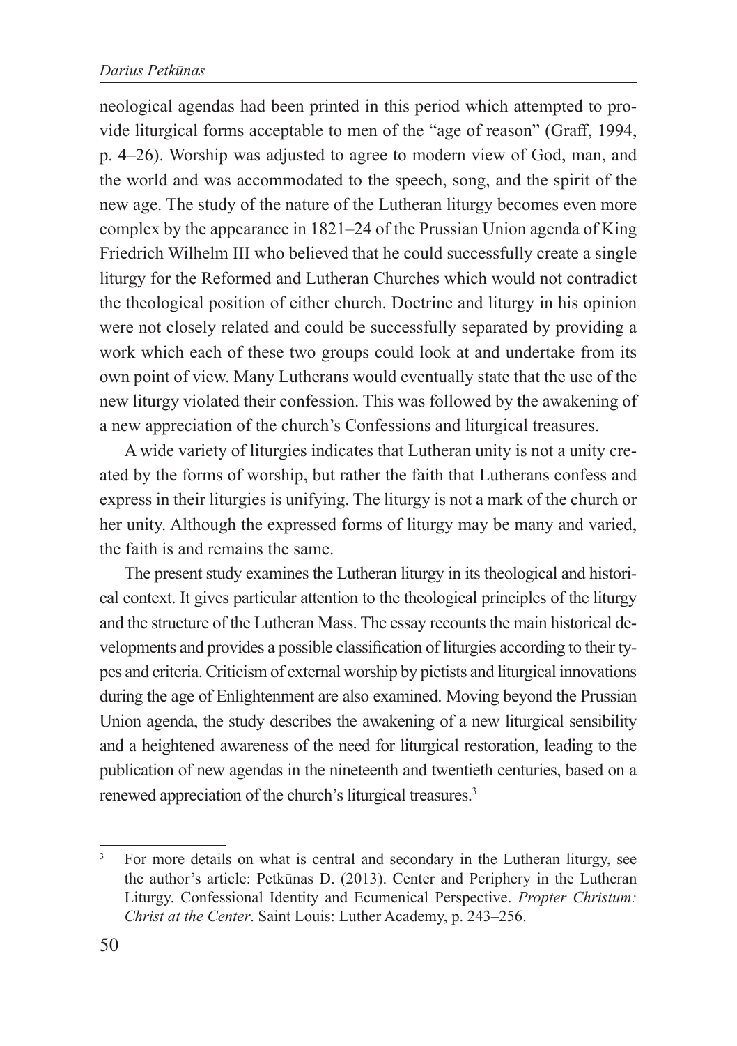neological agendas had been printed in this period which attempted to provide liturgical forms acceptable to men of the "age of reason" (Graff, 1994, p. 4–26). Worship was adjusted to agree to modern view of God, man, and the world and was accommodated to the speech, song, and the spirit of the new age. The study of the nature of the Lutheran liturgy becomes even more complex by the appearance in 1821–24 of the Prussian Union agenda of King Friedrich Wilhelm III who believed that he could successfully create a single liturgy for the Reformed and Lutheran Churches which would not contradict the theological position of either church. Doctrine and liturgy in his opinion were not closely related and could be successfully separated by providing a work which each of these two groups could look at and undertake from its own point of view. Many Lutherans would eventually state that the use of the new liturgy violated their confession. This was followed by the awakening of a new appreciation of the church's Confessions and liturgical treasures.

A wide variety of liturgies indicates that Lutheran unity is not a unity created by the forms of worship, but rather the faith that Lutherans confess and express in their liturgies is unifying. The liturgy is not a mark of the church or her unity. Although the expressed forms of liturgy may be many and varied, the faith is and remains the same.

The present study examines the Lutheran liturgy in its theological and historical context. It gives particular attention to the theological principles of the liturgy and the structure of the Lutheran Mass. The essay recounts the main historical developments and provides a possible classification of liturgies according to their types and criteria. Criticism of external worship by pietists and liturgical innovations during the age of Enlightenment are also examined. Moving beyond the Prussian Union agenda, the study describes the awakening of a new liturgical sensibility and a heightened awareness of the need for liturgical restoration, leading to the publication of new agendas in the nineteenth and twentieth centuries, based on a renewed appreciation of the church's liturgical treasures.[3]

---

[3] For more details on what is central and secondary in the Lutheran liturgy, see the author's article: Petkūnas D. (2013). Center and Periphery in the Lutheran Liturgy. Confessional Identity and Ecumenical Perspective. *Propter Christum: Christ at the Center*. Saint Louis: Luther Academy, p. 243–256.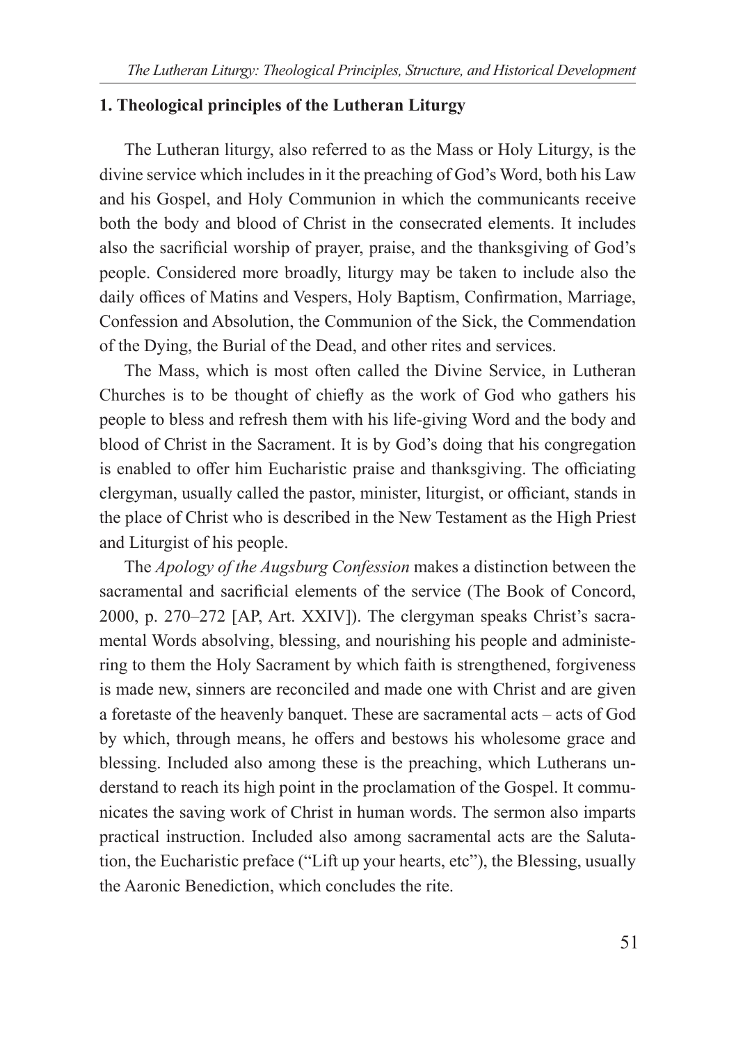## 1. Theological principles of the Lutheran Liturgy

The Lutheran liturgy, also referred to as the Mass or Holy Liturgy, is the divine service which includes in it the preaching of God's Word, both his Law and his Gospel, and Holy Communion in which the communicants receive both the body and blood of Christ in the consecrated elements. It includes also the sacrificial worship of prayer, praise, and the thanksgiving of God's people. Considered more broadly, liturgy may be taken to include also the daily offices of Matins and Vespers, Holy Baptism, Confirmation, Marriage, Confession and Absolution, the Communion of the Sick, the Commendation of the Dying, the Burial of the Dead, and other rites and services.

The Mass, which is most often called the Divine Service, in Lutheran Churches is to be thought of chiefly as the work of God who gathers his people to bless and refresh them with his life-giving Word and the body and blood of Christ in the Sacrament. It is by God's doing that his congregation is enabled to offer him Eucharistic praise and thanksgiving. The officiating clergyman, usually called the pastor, minister, liturgist, or officiant, stands in the place of Christ who is described in the New Testament as the High Priest and Liturgist of his people.

The *Apology of the Augsburg Confession* makes a distinction between the sacramental and sacrificial elements of the service (The Book of Concord, 2000, p. 270–272 [AP, Art. XXIV]). The clergyman speaks Christ's sacramental Words absolving, blessing, and nourishing his people and administering to them the Holy Sacrament by which faith is strengthened, forgiveness is made new, sinners are reconciled and made one with Christ and are given a foretaste of the heavenly banquet. These are sacramental acts – acts of God by which, through means, he offers and bestows his wholesome grace and blessing. Included also among these is the preaching, which Lutherans understand to reach its high point in the proclamation of the Gospel. It communicates the saving work of Christ in human words. The sermon also imparts practical instruction. Included also among sacramental acts are the Salutation, the Eucharistic preface ("Lift up your hearts, etc"), the Blessing, usually the Aaronic Benediction, which concludes the rite.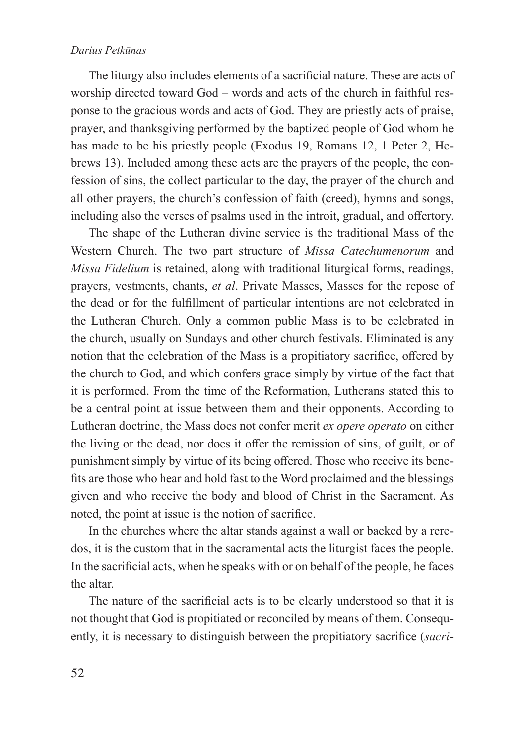The liturgy also includes elements of a sacrificial nature. These are acts of worship directed toward God – words and acts of the church in faithful response to the gracious words and acts of God. They are priestly acts of praise, prayer, and thanksgiving performed by the baptized people of God whom he has made to be his priestly people (Exodus 19, Romans 12, 1 Peter 2, Hebrews 13). Included among these acts are the prayers of the people, the confession of sins, the collect particular to the day, the prayer of the church and all other prayers, the church's confession of faith (creed), hymns and songs, including also the verses of psalms used in the introit, gradual, and offertory.

The shape of the Lutheran divine service is the traditional Mass of the Western Church. The two part structure of *Missa Catechumenorum* and *Missa Fidelium* is retained, along with traditional liturgical forms, readings, prayers, vestments, chants, *et al*. Private Masses, Masses for the repose of the dead or for the fulfillment of particular intentions are not celebrated in the Lutheran Church. Only a common public Mass is to be celebrated in the church, usually on Sundays and other church festivals. Eliminated is any notion that the celebration of the Mass is a propitiatory sacrifice, offered by the church to God, and which confers grace simply by virtue of the fact that it is performed. From the time of the Reformation, Lutherans stated this to be a central point at issue between them and their opponents. According to Lutheran doctrine, the Mass does not confer merit *ex opere operato* on either the living or the dead, nor does it offer the remission of sins, of guilt, or of punishment simply by virtue of its being offered. Those who receive its benefits are those who hear and hold fast to the Word proclaimed and the blessings given and who receive the body and blood of Christ in the Sacrament. As noted, the point at issue is the notion of sacrifice.

In the churches where the altar stands against a wall or backed by a reredos, it is the custom that in the sacramental acts the liturgist faces the people. In the sacrificial acts, when he speaks with or on behalf of the people, he faces the altar.

The nature of the sacrificial acts is to be clearly understood so that it is not thought that God is propitiated or reconciled by means of them. Consequently, it is necessary to distinguish between the propitiatory sacrifice (*sacri-*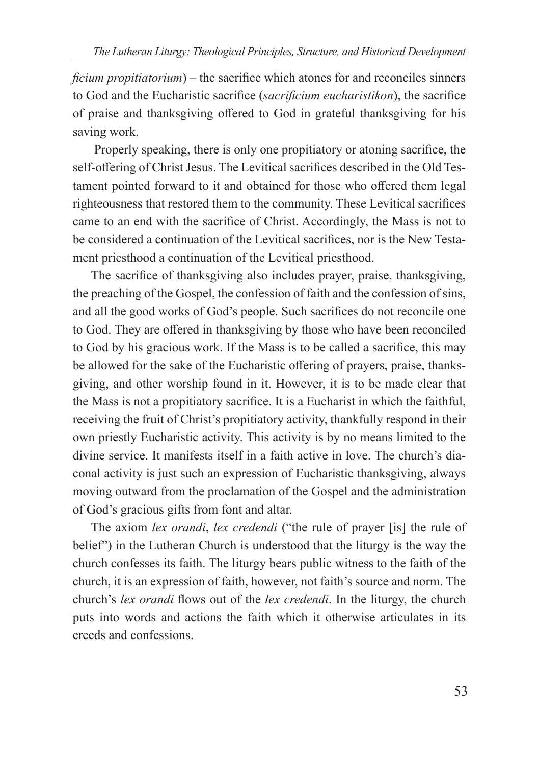*ficium propitiatorium*) – the sacrifice which atones for and reconciles sinners to God and the Eucharistic sacrifice (*sacrificium eucharistikon*), the sacrifice of praise and thanksgiving offered to God in grateful thanksgiving for his saving work.

Properly speaking, there is only one propitiatory or atoning sacrifice, the self-offering of Christ Jesus. The Levitical sacrifices described in the Old Testament pointed forward to it and obtained for those who offered them legal righteousness that restored them to the community. These Levitical sacrifices came to an end with the sacrifice of Christ. Accordingly, the Mass is not to be considered a continuation of the Levitical sacrifices, nor is the New Testament priesthood a continuation of the Levitical priesthood.

The sacrifice of thanksgiving also includes prayer, praise, thanksgiving, the preaching of the Gospel, the confession of faith and the confession of sins, and all the good works of God's people. Such sacrifices do not reconcile one to God. They are offered in thanksgiving by those who have been reconciled to God by his gracious work. If the Mass is to be called a sacrifice, this may be allowed for the sake of the Eucharistic offering of prayers, praise, thanksgiving, and other worship found in it. However, it is to be made clear that the Mass is not a propitiatory sacrifice. It is a Eucharist in which the faithful, receiving the fruit of Christ's propitiatory activity, thankfully respond in their own priestly Eucharistic activity. This activity is by no means limited to the divine service. It manifests itself in a faith active in love. The church's diaconal activity is just such an expression of Eucharistic thanksgiving, always moving outward from the proclamation of the Gospel and the administration of God's gracious gifts from font and altar.

The axiom *lex orandi*, *lex credendi* ("the rule of prayer [is] the rule of belief") in the Lutheran Church is understood that the liturgy is the way the church confesses its faith. The liturgy bears public witness to the faith of the church, it is an expression of faith, however, not faith's source and norm. The church's *lex orandi* flows out of the *lex credendi*. In the liturgy, the church puts into words and actions the faith which it otherwise articulates in its creeds and confessions.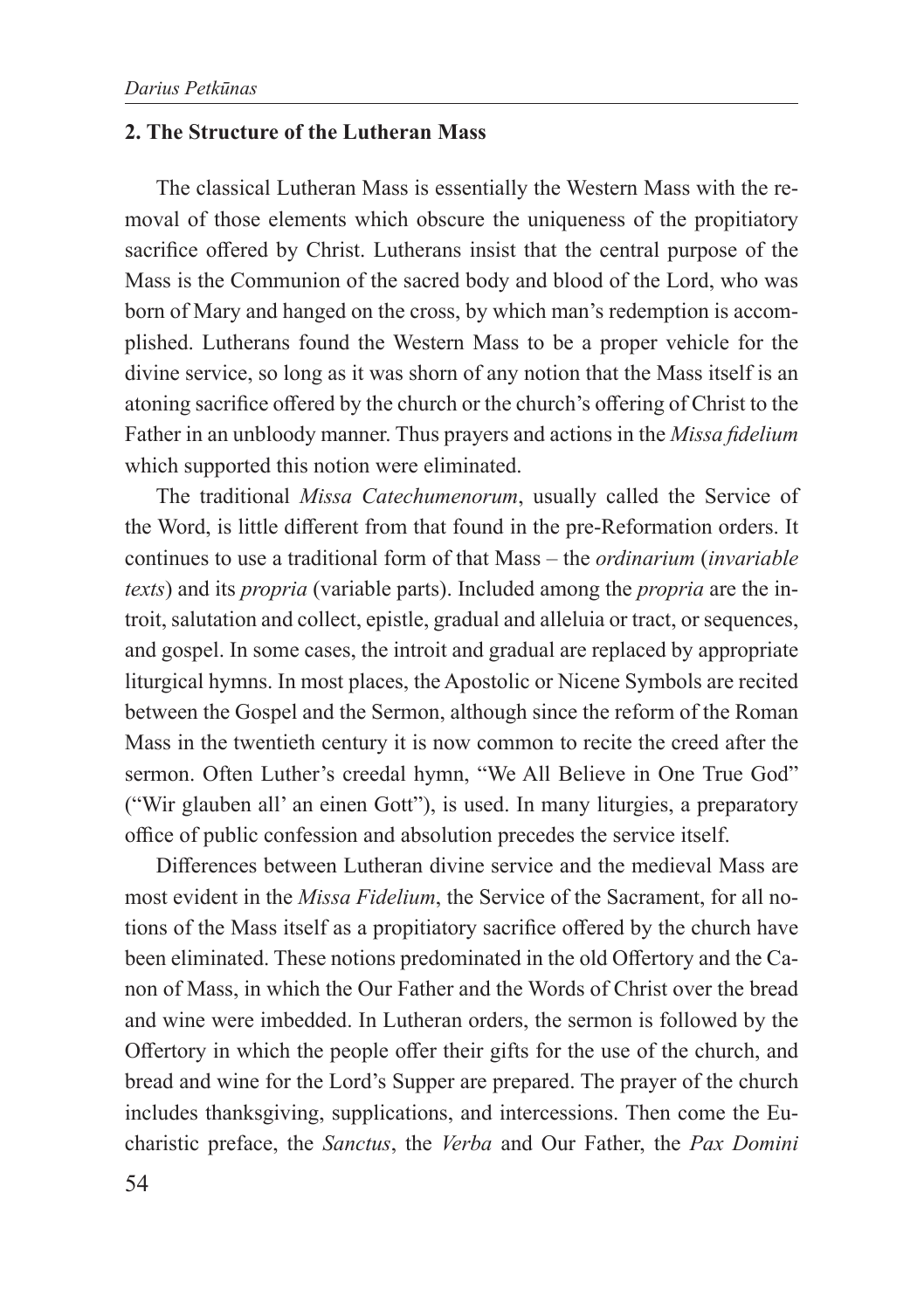## 2. The Structure of the Lutheran Mass

The classical Lutheran Mass is essentially the Western Mass with the removal of those elements which obscure the uniqueness of the propitiatory sacrifice offered by Christ. Lutherans insist that the central purpose of the Mass is the Communion of the sacred body and blood of the Lord, who was born of Mary and hanged on the cross, by which man's redemption is accomplished. Lutherans found the Western Mass to be a proper vehicle for the divine service, so long as it was shorn of any notion that the Mass itself is an atoning sacrifice offered by the church or the church's offering of Christ to the Father in an unbloody manner. Thus prayers and actions in the *Missa fidelium* which supported this notion were eliminated.

The traditional *Missa Catechumenorum*, usually called the Service of the Word, is little different from that found in the pre-Reformation orders. It continues to use a traditional form of that Mass – the *ordinarium* (*invariable texts*) and its *propria* (variable parts). Included among the *propria* are the introit, salutation and collect, epistle, gradual and alleluia or tract, or sequences, and gospel. In some cases, the introit and gradual are replaced by appropriate liturgical hymns. In most places, the Apostolic or Nicene Symbols are recited between the Gospel and the Sermon, although since the reform of the Roman Mass in the twentieth century it is now common to recite the creed after the sermon. Often Luther's creedal hymn, "We All Believe in One True God" ("Wir glauben all' an einen Gott"), is used. In many liturgies, a preparatory office of public confession and absolution precedes the service itself.

Differences between Lutheran divine service and the medieval Mass are most evident in the *Missa Fidelium*, the Service of the Sacrament, for all notions of the Mass itself as a propitiatory sacrifice offered by the church have been eliminated. These notions predominated in the old Offertory and the Canon of Mass, in which the Our Father and the Words of Christ over the bread and wine were imbedded. In Lutheran orders, the sermon is followed by the Offertory in which the people offer their gifts for the use of the church, and bread and wine for the Lord's Supper are prepared. The prayer of the church includes thanksgiving, supplications, and intercessions. Then come the Eucharistic preface, the *Sanctus*, the *Verba* and Our Father, the *Pax Domini*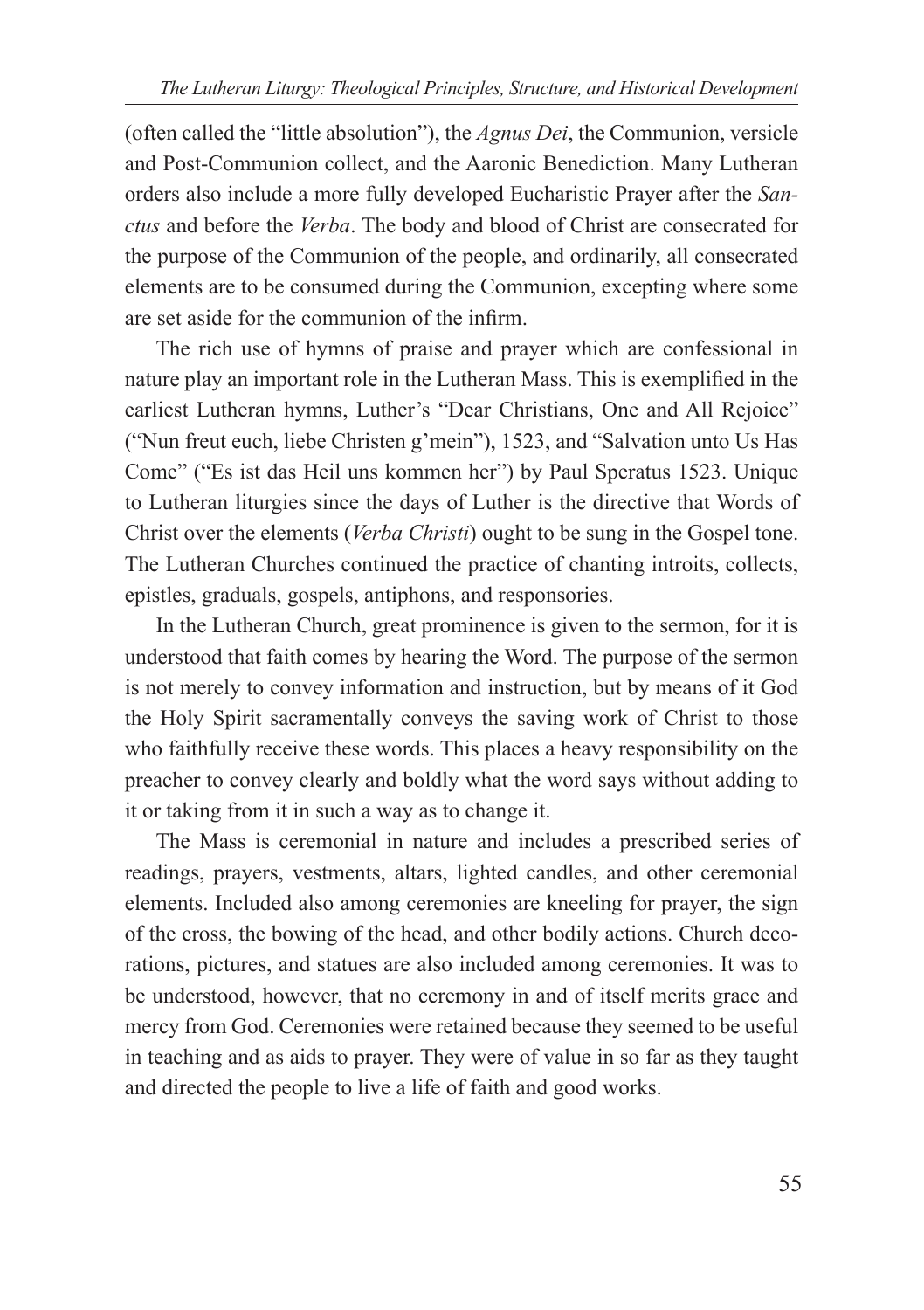(often called the "little absolution"), the *Agnus Dei*, the Communion, versicle and Post-Communion collect, and the Aaronic Benediction. Many Lutheran orders also include a more fully developed Eucharistic Prayer after the *Sanctus* and before the *Verba*. The body and blood of Christ are consecrated for the purpose of the Communion of the people, and ordinarily, all consecrated elements are to be consumed during the Communion, excepting where some are set aside for the communion of the infirm.

The rich use of hymns of praise and prayer which are confessional in nature play an important role in the Lutheran Mass. This is exemplified in the earliest Lutheran hymns, Luther's "Dear Christians, One and All Rejoice" ("Nun freut euch, liebe Christen g'mein"), 1523, and "Salvation unto Us Has Come" ("Es ist das Heil uns kommen her") by Paul Speratus 1523. Unique to Lutheran liturgies since the days of Luther is the directive that Words of Christ over the elements (*Verba Christi*) ought to be sung in the Gospel tone. The Lutheran Churches continued the practice of chanting introits, collects, epistles, graduals, gospels, antiphons, and responsories.

In the Lutheran Church, great prominence is given to the sermon, for it is understood that faith comes by hearing the Word. The purpose of the sermon is not merely to convey information and instruction, but by means of it God the Holy Spirit sacramentally conveys the saving work of Christ to those who faithfully receive these words. This places a heavy responsibility on the preacher to convey clearly and boldly what the word says without adding to it or taking from it in such a way as to change it.

The Mass is ceremonial in nature and includes a prescribed series of readings, prayers, vestments, altars, lighted candles, and other ceremonial elements. Included also among ceremonies are kneeling for prayer, the sign of the cross, the bowing of the head, and other bodily actions. Church decorations, pictures, and statues are also included among ceremonies. It was to be understood, however, that no ceremony in and of itself merits grace and mercy from God. Ceremonies were retained because they seemed to be useful in teaching and as aids to prayer. They were of value in so far as they taught and directed the people to live a life of faith and good works.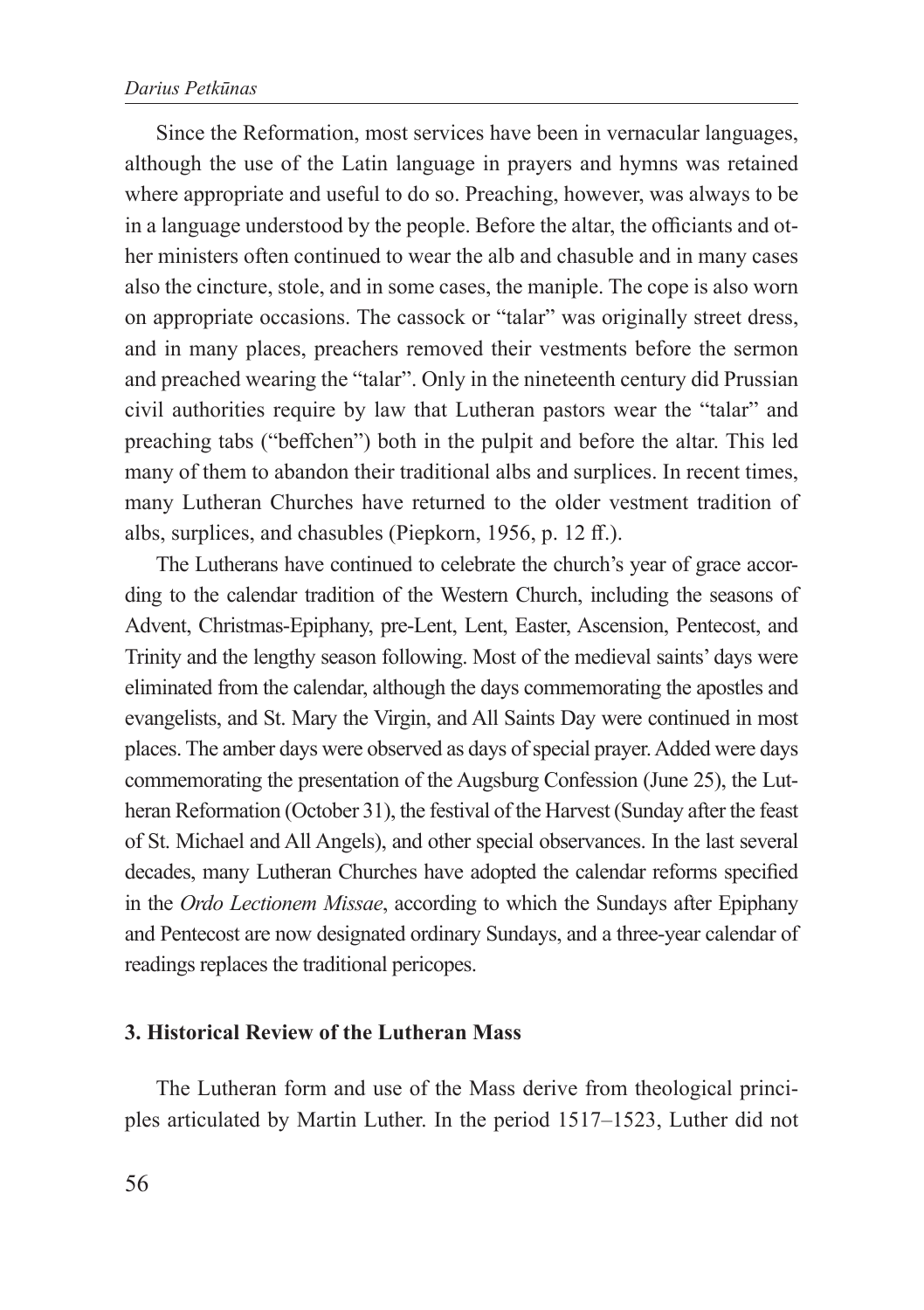Since the Reformation, most services have been in vernacular languages, although the use of the Latin language in prayers and hymns was retained where appropriate and useful to do so. Preaching, however, was always to be in a language understood by the people. Before the altar, the officiants and other ministers often continued to wear the alb and chasuble and in many cases also the cincture, stole, and in some cases, the maniple. The cope is also worn on appropriate occasions. The cassock or "talar" was originally street dress, and in many places, preachers removed their vestments before the sermon and preached wearing the "talar". Only in the nineteenth century did Prussian civil authorities require by law that Lutheran pastors wear the "talar" and preaching tabs ("beffchen") both in the pulpit and before the altar. This led many of them to abandon their traditional albs and surplices. In recent times, many Lutheran Churches have returned to the older vestment tradition of albs, surplices, and chasubles (Piepkorn, 1956, p. 12 ff.).

The Lutherans have continued to celebrate the church's year of grace according to the calendar tradition of the Western Church, including the seasons of Advent, Christmas-Epiphany, pre-Lent, Lent, Easter, Ascension, Pentecost, and Trinity and the lengthy season following. Most of the medieval saints' days were eliminated from the calendar, although the days commemorating the apostles and evangelists, and St. Mary the Virgin, and All Saints Day were continued in most places. The amber days were observed as days of special prayer. Added were days commemorating the presentation of the Augsburg Confession (June 25), the Lutheran Reformation (October 31), the festival of the Harvest (Sunday after the feast of St. Michael and All Angels), and other special observances. In the last several decades, many Lutheran Churches have adopted the calendar reforms specified in the *Ordo Lectionem Missae*, according to which the Sundays after Epiphany and Pentecost are now designated ordinary Sundays, and a three-year calendar of readings replaces the traditional pericopes.

### 3. Historical Review of the Lutheran Mass

The Lutheran form and use of the Mass derive from theological principles articulated by Martin Luther. In the period 1517–1523, Luther did not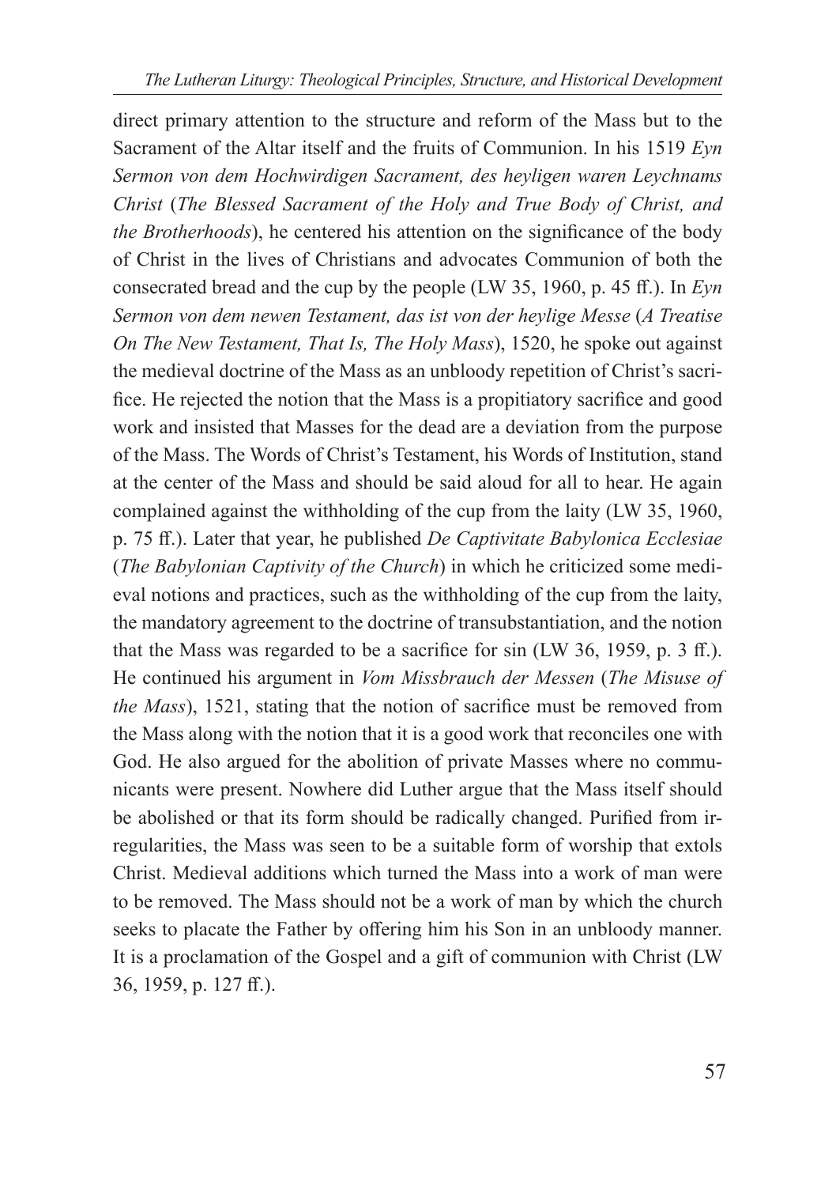direct primary attention to the structure and reform of the Mass but to the Sacrament of the Altar itself and the fruits of Communion. In his 1519 *Eyn Sermon von dem Hochwirdigen Sacrament, des heyligen waren Leychnams Christ* (*The Blessed Sacrament of the Holy and True Body of Christ, and the Brotherhoods*), he centered his attention on the significance of the body of Christ in the lives of Christians and advocates Communion of both the consecrated bread and the cup by the people (LW 35, 1960, p. 45 ff.). In *Eyn Sermon von dem newen Testament, das ist von der heylige Messe* (*A Treatise On The New Testament, That Is, The Holy Mass*), 1520, he spoke out against the medieval doctrine of the Mass as an unbloody repetition of Christ's sacrifice. He rejected the notion that the Mass is a propitiatory sacrifice and good work and insisted that Masses for the dead are a deviation from the purpose of the Mass. The Words of Christ's Testament, his Words of Institution, stand at the center of the Mass and should be said aloud for all to hear. He again complained against the withholding of the cup from the laity (LW 35, 1960, p. 75 ff.). Later that year, he published *De Captivitate Babylonica Ecclesiae* (*The Babylonian Captivity of the Church*) in which he criticized some medieval notions and practices, such as the withholding of the cup from the laity, the mandatory agreement to the doctrine of transubstantiation, and the notion that the Mass was regarded to be a sacrifice for sin (LW 36, 1959, p. 3 ff.). He continued his argument in *Vom Missbrauch der Messen* (*The Misuse of the Mass*), 1521, stating that the notion of sacrifice must be removed from the Mass along with the notion that it is a good work that reconciles one with God. He also argued for the abolition of private Masses where no communicants were present. Nowhere did Luther argue that the Mass itself should be abolished or that its form should be radically changed. Purified from irregularities, the Mass was seen to be a suitable form of worship that extols Christ. Medieval additions which turned the Mass into a work of man were to be removed. The Mass should not be a work of man by which the church seeks to placate the Father by offering him his Son in an unbloody manner. It is a proclamation of the Gospel and a gift of communion with Christ (LW 36, 1959, p. 127 ff.).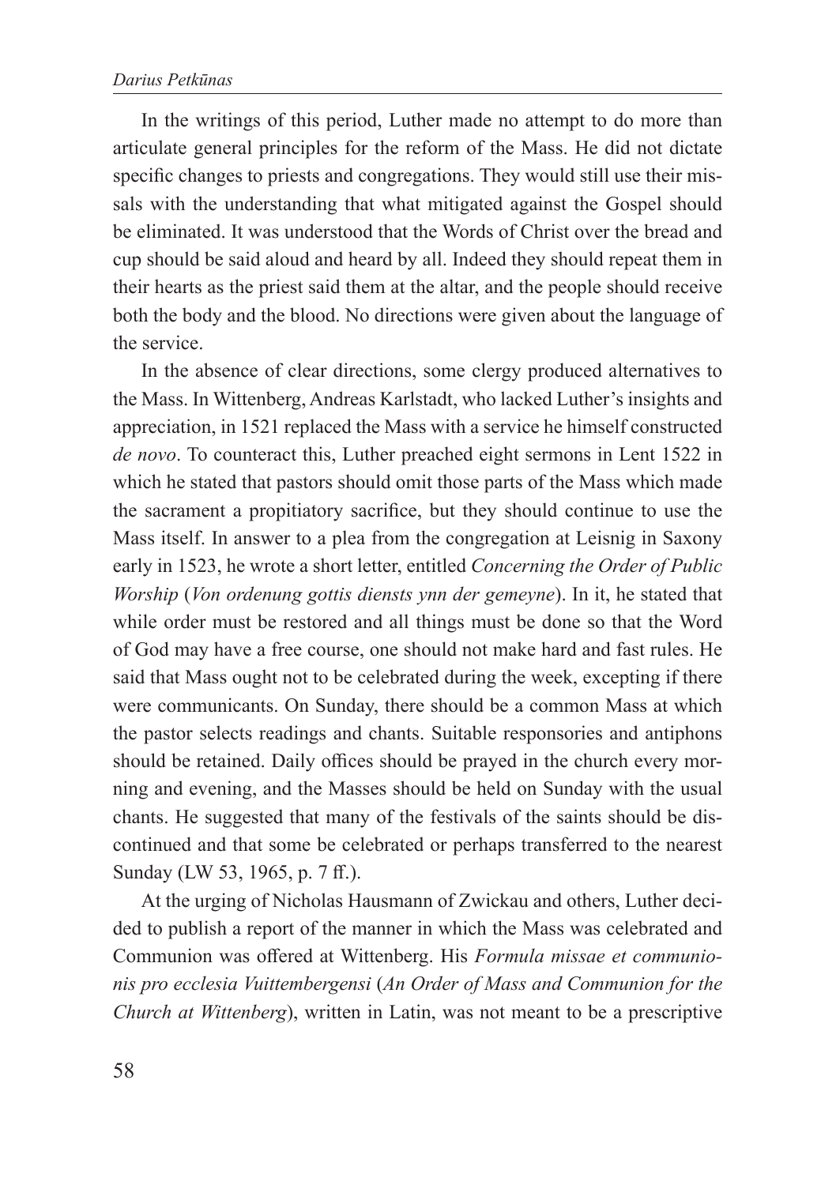In the writings of this period, Luther made no attempt to do more than articulate general principles for the reform of the Mass. He did not dictate specific changes to priests and congregations. They would still use their missals with the understanding that what mitigated against the Gospel should be eliminated. It was understood that the Words of Christ over the bread and cup should be said aloud and heard by all. Indeed they should repeat them in their hearts as the priest said them at the altar, and the people should receive both the body and the blood. No directions were given about the language of the service.

In the absence of clear directions, some clergy produced alternatives to the Mass. In Wittenberg, Andreas Karlstadt, who lacked Luther's insights and appreciation, in 1521 replaced the Mass with a service he himself constructed *de novo*. To counteract this, Luther preached eight sermons in Lent 1522 in which he stated that pastors should omit those parts of the Mass which made the sacrament a propitiatory sacrifice, but they should continue to use the Mass itself. In answer to a plea from the congregation at Leisnig in Saxony early in 1523, he wrote a short letter, entitled *Concerning the Order of Public Worship* (*Von ordenung gottis diensts ynn der gemeyne*). In it, he stated that while order must be restored and all things must be done so that the Word of God may have a free course, one should not make hard and fast rules. He said that Mass ought not to be celebrated during the week, excepting if there were communicants. On Sunday, there should be a common Mass at which the pastor selects readings and chants. Suitable responsories and antiphons should be retained. Daily offices should be prayed in the church every morning and evening, and the Masses should be held on Sunday with the usual chants. He suggested that many of the festivals of the saints should be discontinued and that some be celebrated or perhaps transferred to the nearest Sunday (LW 53, 1965, p. 7 ff.).

At the urging of Nicholas Hausmann of Zwickau and others, Luther decided to publish a report of the manner in which the Mass was celebrated and Communion was offered at Wittenberg. His *Formula missae et communionis pro ecclesia Vuittembergensi* (*An Order of Mass and Communion for the Church at Wittenberg*), written in Latin, was not meant to be a prescriptive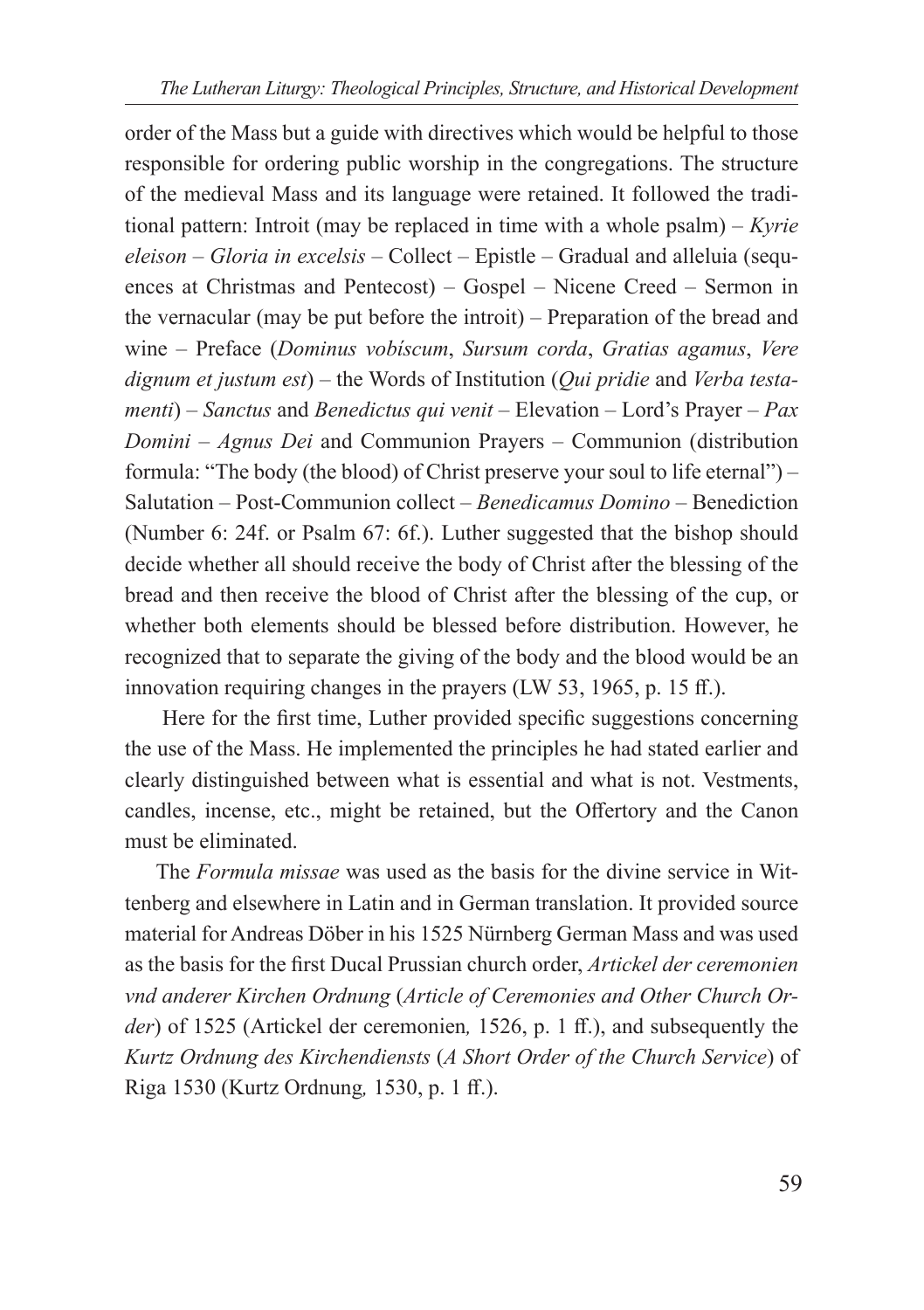order of the Mass but a guide with directives which would be helpful to those responsible for ordering public worship in the congregations. The structure of the medieval Mass and its language were retained. It followed the traditional pattern: Introit (may be replaced in time with a whole psalm) – *Kyrie eleison* – *Gloria in excelsis* – Collect – Epistle – Gradual and alleluia (sequences at Christmas and Pentecost) – Gospel – Nicene Creed – Sermon in the vernacular (may be put before the introit) – Preparation of the bread and wine – Preface (*Dominus vobiscum*, *Sursum corda*, *Gratias agamus*, *Vere dignum et justum est*) – the Words of Institution (*Qui pridie* and *Verba testamenti*) – *Sanctus* and *Benedictus qui venit* – Elevation – Lord's Prayer – *Pax Domini* – *Agnus Dei* and Communion Prayers – Communion (distribution formula: "The body (the blood) of Christ preserve your soul to life eternal") – Salutation – Post-Communion collect – *Benedicamus Domino* – Benediction (Number 6: 24f. or Psalm 67: 6f.). Luther suggested that the bishop should decide whether all should receive the body of Christ after the blessing of the bread and then receive the blood of Christ after the blessing of the cup, or whether both elements should be blessed before distribution. However, he recognized that to separate the giving of the body and the blood would be an innovation requiring changes in the prayers (LW 53, 1965, p. 15 ff.).

Here for the first time, Luther provided specific suggestions concerning the use of the Mass. He implemented the principles he had stated earlier and clearly distinguished between what is essential and what is not. Vestments, candles, incense, etc., might be retained, but the Offertory and the Canon must be eliminated.

The *Formula missae* was used as the basis for the divine service in Wittenberg and elsewhere in Latin and in German translation. It provided source material for Andreas Döber in his 1525 Nürnberg German Mass and was used as the basis for the first Ducal Prussian church order, *Artickel der ceremonien vnd anderer Kirchen Ordnung* (*Article of Ceremonies and Other Church Order*) of 1525 (Artickel der ceremonien*,* 1526, p. 1 ff.), and subsequently the *Kurtz Ordnung des Kirchendiensts* (*A Short Order of the Church Service*) of Riga 1530 (Kurtz Ordnung*,* 1530, p. 1 ff.).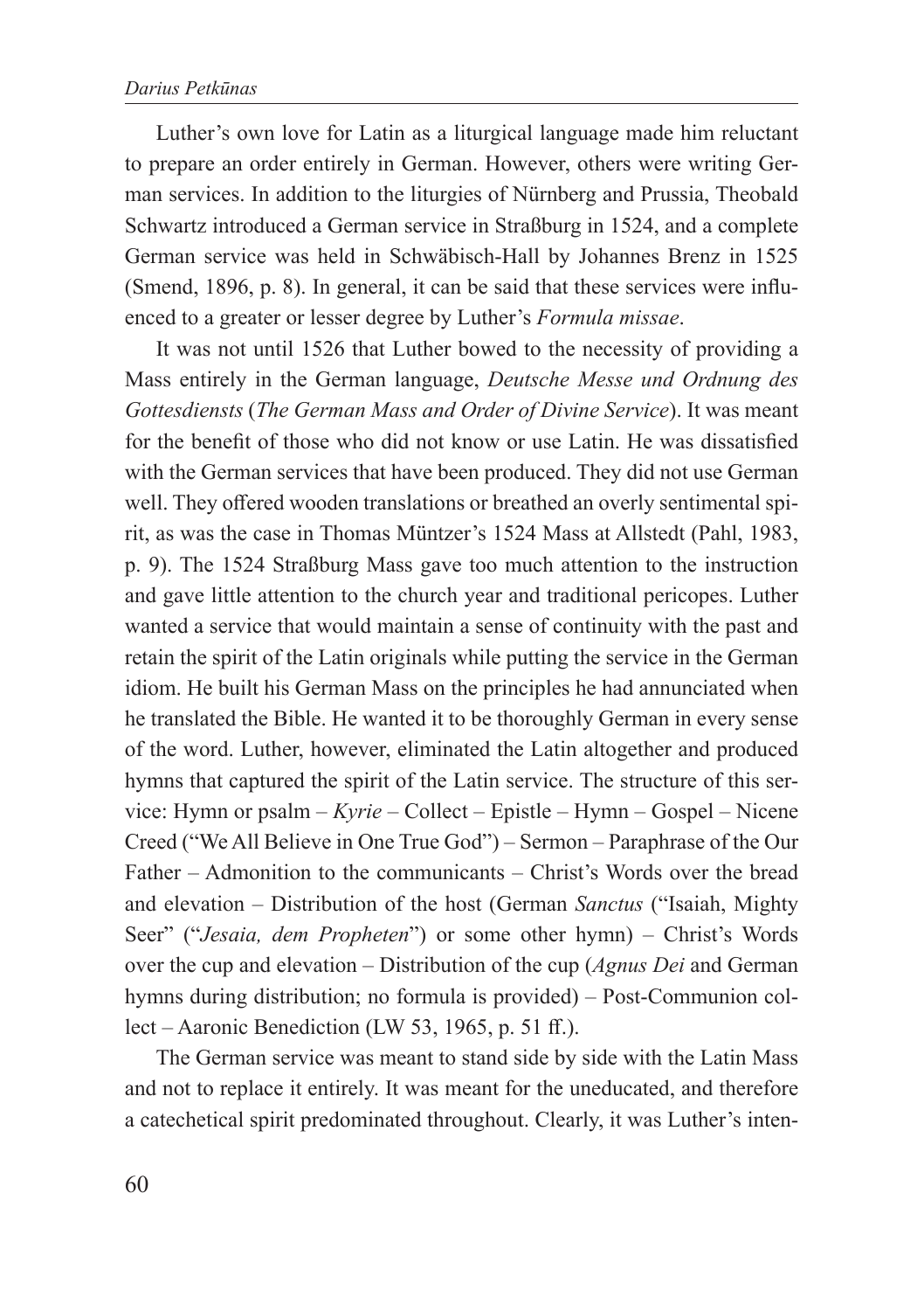Luther's own love for Latin as a liturgical language made him reluctant to prepare an order entirely in German. However, others were writing German services. In addition to the liturgies of Nürnberg and Prussia, Theobald Schwartz introduced a German service in Straßburg in 1524, and a complete German service was held in Schwäbisch-Hall by Johannes Brenz in 1525 (Smend, 1896, p. 8). In general, it can be said that these services were influenced to a greater or lesser degree by Luther's *Formula missae*.

It was not until 1526 that Luther bowed to the necessity of providing a Mass entirely in the German language, *Deutsche Messe und Ordnung des Gottesdiensts* (*The German Mass and Order of Divine Service*). It was meant for the benefit of those who did not know or use Latin. He was dissatisfied with the German services that have been produced. They did not use German well. They offered wooden translations or breathed an overly sentimental spirit, as was the case in Thomas Müntzer's 1524 Mass at Allstedt (Pahl, 1983, p. 9). The 1524 Straßburg Mass gave too much attention to the instruction and gave little attention to the church year and traditional pericopes. Luther wanted a service that would maintain a sense of continuity with the past and retain the spirit of the Latin originals while putting the service in the German idiom. He built his German Mass on the principles he had annunciated when he translated the Bible. He wanted it to be thoroughly German in every sense of the word. Luther, however, eliminated the Latin altogether and produced hymns that captured the spirit of the Latin service. The structure of this service: Hymn or psalm – *Kyrie* – Collect – Epistle – Hymn – Gospel – Nicene Creed ("We All Believe in One True God") – Sermon – Paraphrase of the Our Father – Admonition to the communicants – Christ's Words over the bread and elevation – Distribution of the host (German *Sanctus* ("Isaiah, Mighty Seer" ("*Jesaia, dem Propheten*") or some other hymn) – Christ's Words over the cup and elevation – Distribution of the cup (*Agnus Dei* and German hymns during distribution; no formula is provided) – Post-Communion collect – Aaronic Benediction (LW 53, 1965, p. 51 ff.).

The German service was meant to stand side by side with the Latin Mass and not to replace it entirely. It was meant for the uneducated, and therefore a catechetical spirit predominated throughout. Clearly, it was Luther's inten-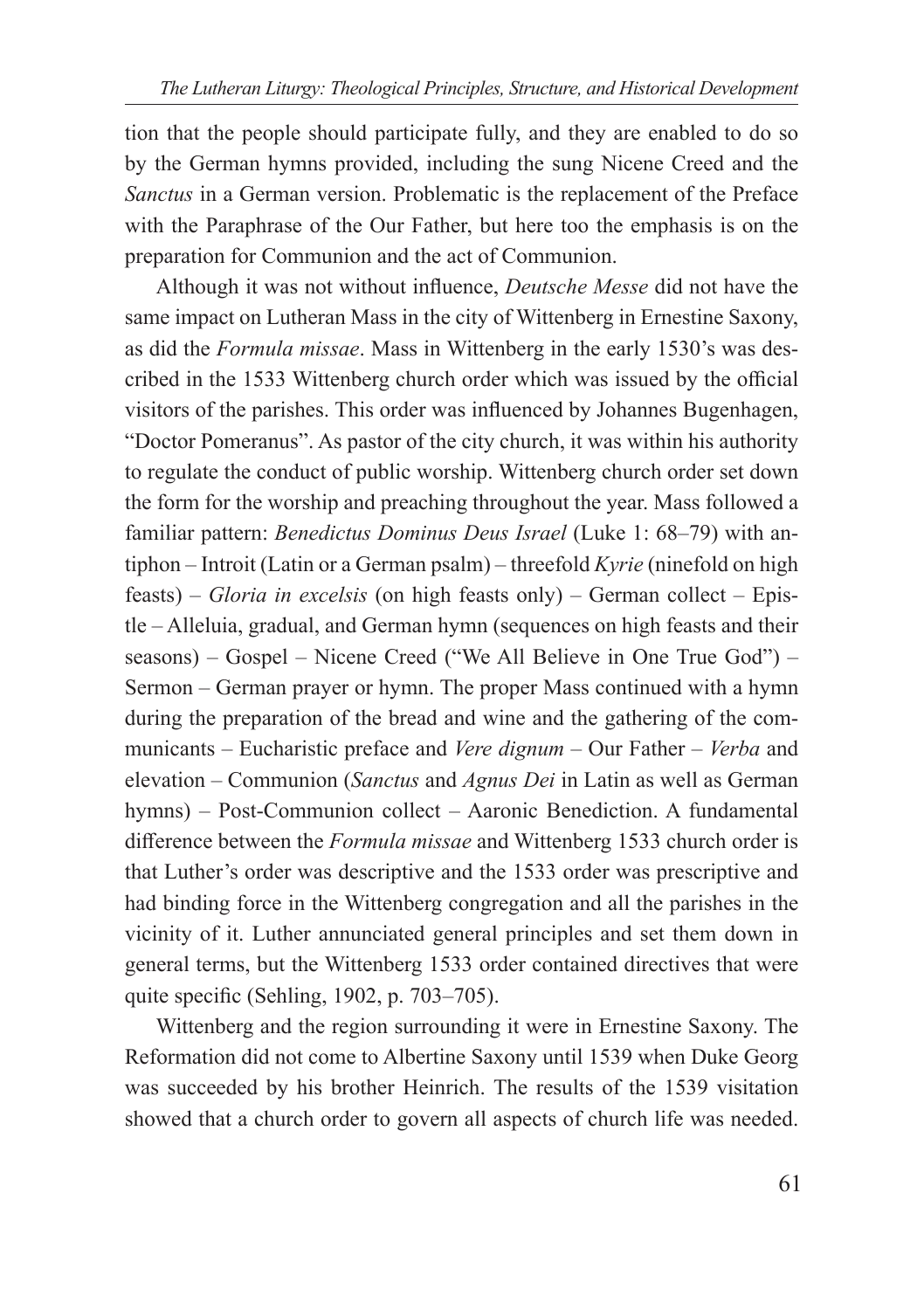tion that the people should participate fully, and they are enabled to do so by the German hymns provided, including the sung Nicene Creed and the *Sanctus* in a German version. Problematic is the replacement of the Preface with the Paraphrase of the Our Father, but here too the emphasis is on the preparation for Communion and the act of Communion.

Although it was not without influence, *Deutsche Messe* did not have the same impact on Lutheran Mass in the city of Wittenberg in Ernestine Saxony, as did the *Formula missae*. Mass in Wittenberg in the early 1530's was described in the 1533 Wittenberg church order which was issued by the official visitors of the parishes. This order was influenced by Johannes Bugenhagen, "Doctor Pomeranus". As pastor of the city church, it was within his authority to regulate the conduct of public worship. Wittenberg church order set down the form for the worship and preaching throughout the year. Mass followed a familiar pattern: *Benedictus Dominus Deus Israel* (Luke 1: 68–79) with antiphon – Introit (Latin or a German psalm) – threefold *Kyrie* (ninefold on high feasts) – *Gloria in excelsis* (on high feasts only) – German collect – Epistle – Alleluia, gradual, and German hymn (sequences on high feasts and their seasons) – Gospel – Nicene Creed ("We All Believe in One True God") – Sermon – German prayer or hymn. The proper Mass continued with a hymn during the preparation of the bread and wine and the gathering of the communicants – Eucharistic preface and *Vere dignum* – Our Father – *Verba* and elevation – Communion (*Sanctus* and *Agnus Dei* in Latin as well as German hymns) – Post-Communion collect – Aaronic Benediction. A fundamental difference between the *Formula missae* and Wittenberg 1533 church order is that Luther's order was descriptive and the 1533 order was prescriptive and had binding force in the Wittenberg congregation and all the parishes in the vicinity of it. Luther annunciated general principles and set them down in general terms, but the Wittenberg 1533 order contained directives that were quite specific (Sehling, 1902, p. 703–705).

Wittenberg and the region surrounding it were in Ernestine Saxony. The Reformation did not come to Albertine Saxony until 1539 when Duke Georg was succeeded by his brother Heinrich. The results of the 1539 visitation showed that a church order to govern all aspects of church life was needed.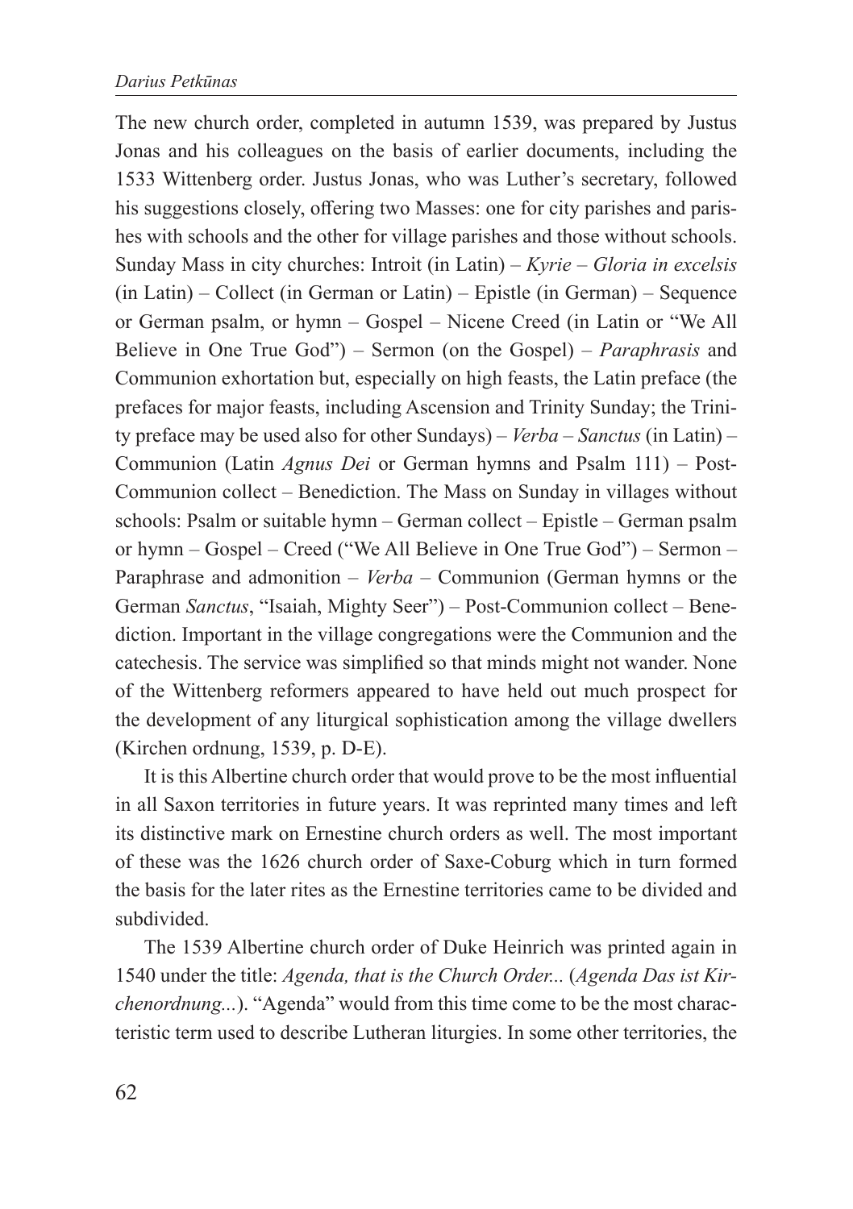The new church order, completed in autumn 1539, was prepared by Justus Jonas and his colleagues on the basis of earlier documents, including the 1533 Wittenberg order. Justus Jonas, who was Luther's secretary, followed his suggestions closely, offering two Masses: one for city parishes and parishes with schools and the other for village parishes and those without schools. Sunday Mass in city churches: Introit (in Latin) – *Kyrie* – *Gloria in excelsis* (in Latin) – Collect (in German or Latin) – Epistle (in German) – Sequence or German psalm, or hymn – Gospel – Nicene Creed (in Latin or "We All Believe in One True God") – Sermon (on the Gospel) – *Paraphrasis* and Communion exhortation but, especially on high feasts, the Latin preface (the prefaces for major feasts, including Ascension and Trinity Sunday; the Trinity preface may be used also for other Sundays) – *Verba* – *Sanctus* (in Latin) – Communion (Latin *Agnus Dei* or German hymns and Psalm 111) – Post-Communion collect – Benediction. The Mass on Sunday in villages without schools: Psalm or suitable hymn – German collect – Epistle – German psalm or hymn – Gospel – Creed ("We All Believe in One True God") – Sermon – Paraphrase and admonition – *Verba* – Communion (German hymns or the German *Sanctus*, "Isaiah, Mighty Seer") – Post-Communion collect – Benediction. Important in the village congregations were the Communion and the catechesis. The service was simplified so that minds might not wander. None of the Wittenberg reformers appeared to have held out much prospect for the development of any liturgical sophistication among the village dwellers (Kirchen ordnung, 1539, p. D-E).

It is this Albertine church order that would prove to be the most influential in all Saxon territories in future years. It was reprinted many times and left its distinctive mark on Ernestine church orders as well. The most important of these was the 1626 church order of Saxe-Coburg which in turn formed the basis for the later rites as the Ernestine territories came to be divided and subdivided.

The 1539 Albertine church order of Duke Heinrich was printed again in 1540 under the title: *Agenda, that is the Church Order...* (*Agenda Das ist Kirchenordnung...*). "Agenda" would from this time come to be the most characteristic term used to describe Lutheran liturgies. In some other territories, the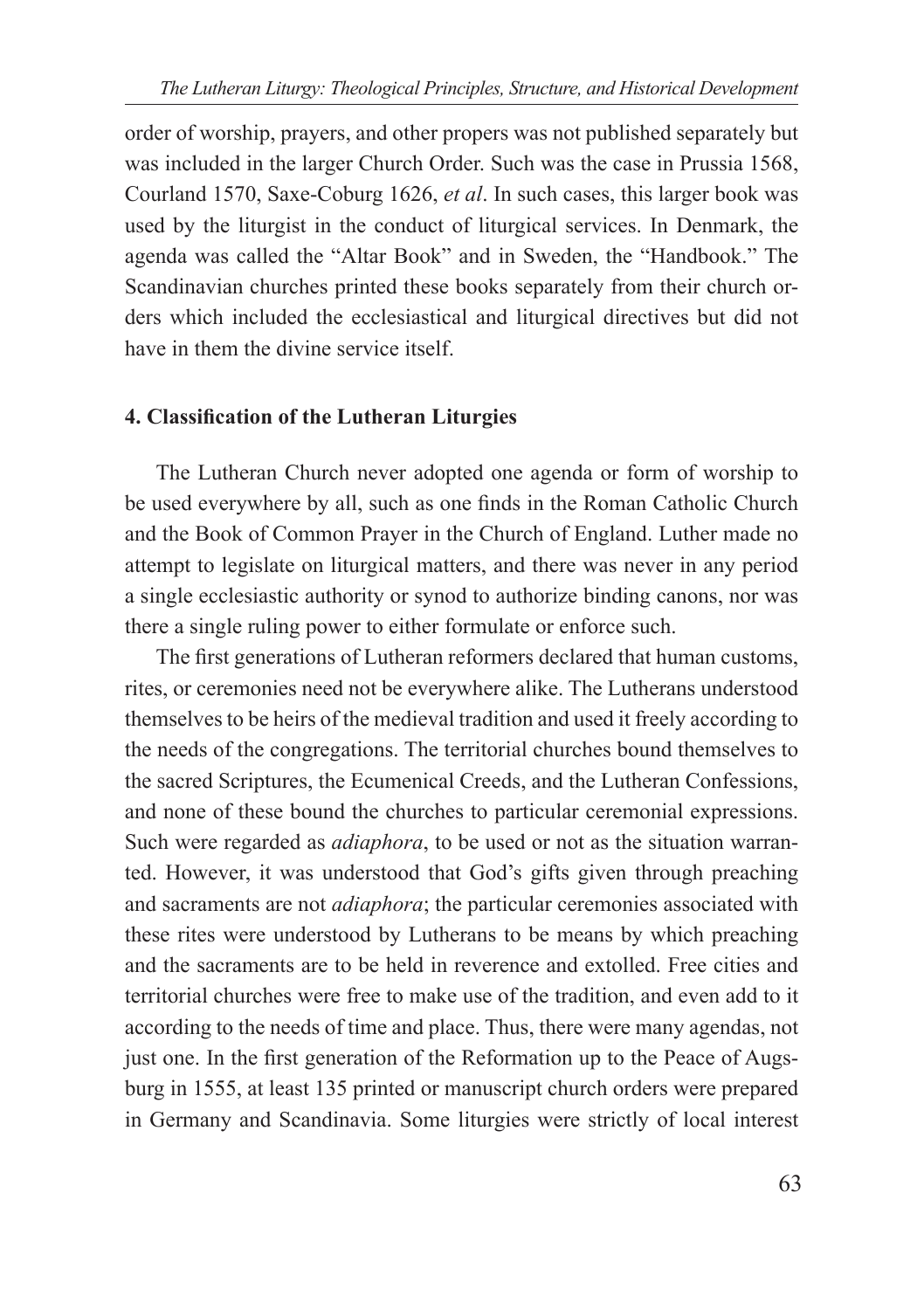order of worship, prayers, and other propers was not published separately but was included in the larger Church Order. Such was the case in Prussia 1568, Courland 1570, Saxe-Coburg 1626, *et al*. In such cases, this larger book was used by the liturgist in the conduct of liturgical services. In Denmark, the agenda was called the "Altar Book" and in Sweden, the "Handbook." The Scandinavian churches printed these books separately from their church orders which included the ecclesiastical and liturgical directives but did not have in them the divine service itself.

### 4. Classification of the Lutheran Liturgies

The Lutheran Church never adopted one agenda or form of worship to be used everywhere by all, such as one finds in the Roman Catholic Church and the Book of Common Prayer in the Church of England. Luther made no attempt to legislate on liturgical matters, and there was never in any period a single ecclesiastic authority or synod to authorize binding canons, nor was there a single ruling power to either formulate or enforce such.

The first generations of Lutheran reformers declared that human customs, rites, or ceremonies need not be everywhere alike. The Lutherans understood themselves to be heirs of the medieval tradition and used it freely according to the needs of the congregations. The territorial churches bound themselves to the sacred Scriptures, the Ecumenical Creeds, and the Lutheran Confessions, and none of these bound the churches to particular ceremonial expressions. Such were regarded as *adiaphora*, to be used or not as the situation warranted. However, it was understood that God's gifts given through preaching and sacraments are not *adiaphora*; the particular ceremonies associated with these rites were understood by Lutherans to be means by which preaching and the sacraments are to be held in reverence and extolled. Free cities and territorial churches were free to make use of the tradition, and even add to it according to the needs of time and place. Thus, there were many agendas, not just one. In the first generation of the Reformation up to the Peace of Augsburg in 1555, at least 135 printed or manuscript church orders were prepared in Germany and Scandinavia. Some liturgies were strictly of local interest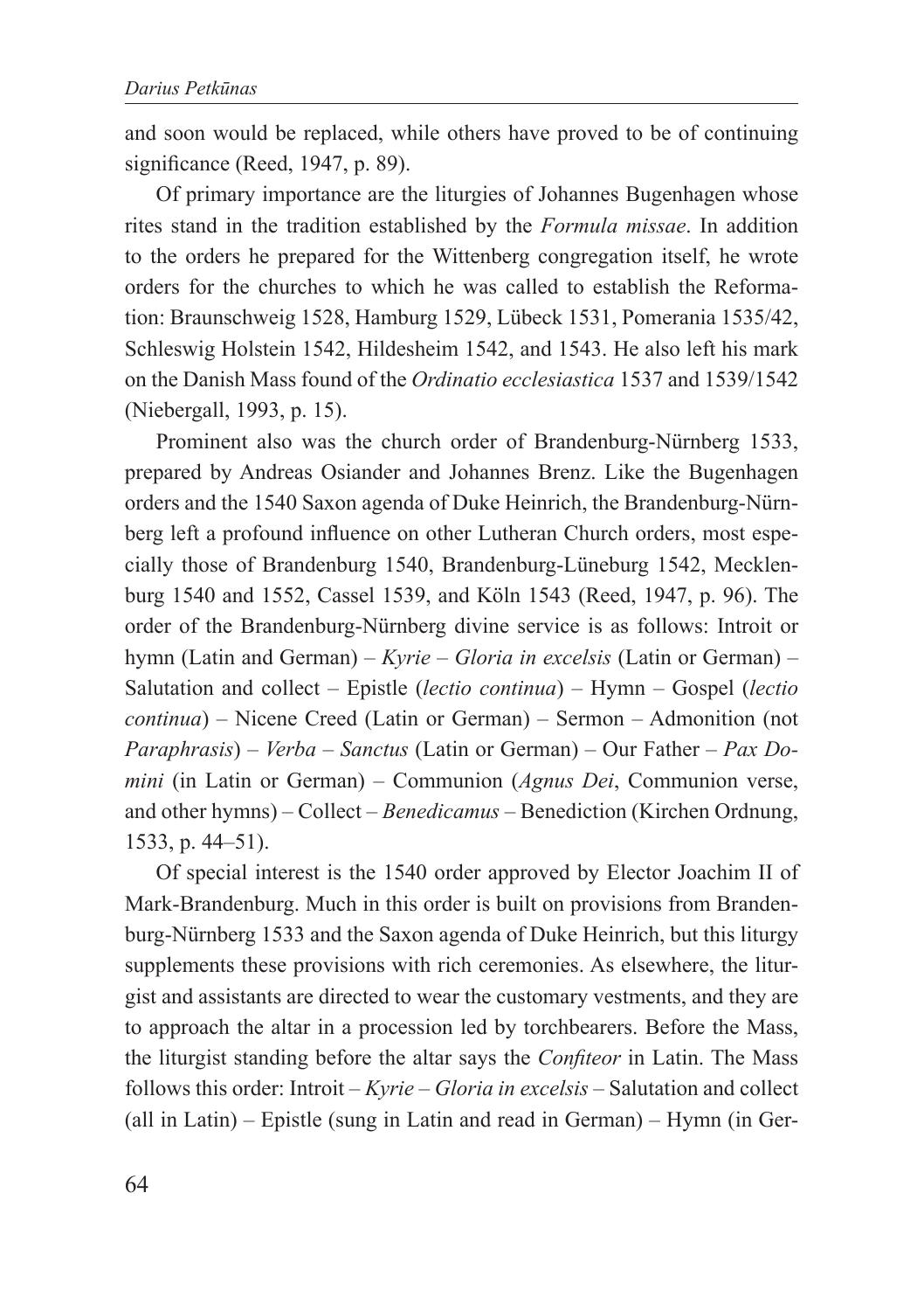and soon would be replaced, while others have proved to be of continuing significance (Reed, 1947, p. 89).

Of primary importance are the liturgies of Johannes Bugenhagen whose rites stand in the tradition established by the *Formula missae*. In addition to the orders he prepared for the Wittenberg congregation itself, he wrote orders for the churches to which he was called to establish the Reformation: Braunschweig 1528, Hamburg 1529, Lübeck 1531, Pomerania 1535/42, Schleswig Holstein 1542, Hildesheim 1542, and 1543. He also left his mark on the Danish Mass found of the *Ordinatio ecclesiastica* 1537 and 1539/1542 (Niebergall, 1993, p. 15).

Prominent also was the church order of Brandenburg-Nürnberg 1533, prepared by Andreas Osiander and Johannes Brenz. Like the Bugenhagen orders and the 1540 Saxon agenda of Duke Heinrich, the Brandenburg-Nürnberg left a profound influence on other Lutheran Church orders, most especially those of Brandenburg 1540, Brandenburg-Lüneburg 1542, Mecklenburg 1540 and 1552, Cassel 1539, and Köln 1543 (Reed, 1947, p. 96). The order of the Brandenburg-Nürnberg divine service is as follows: Introit or hymn (Latin and German) – *Kyrie* – *Gloria in excelsis* (Latin or German) – Salutation and collect – Epistle (*lectio continua*) – Hymn – Gospel (*lectio continua*) – Nicene Creed (Latin or German) – Sermon – Admonition (not *Paraphrasis*) – *Verba* – *Sanctus* (Latin or German) – Our Father – *Pax Domini* (in Latin or German) – Communion (*Agnus Dei*, Communion verse, and other hymns) – Collect – *Benedicamus* – Benediction (Kirchen Ordnung, 1533, p. 44–51).

Of special interest is the 1540 order approved by Elector Joachim II of Mark-Brandenburg. Much in this order is built on provisions from Brandenburg-Nürnberg 1533 and the Saxon agenda of Duke Heinrich, but this liturgy supplements these provisions with rich ceremonies. As elsewhere, the liturgist and assistants are directed to wear the customary vestments, and they are to approach the altar in a procession led by torchbearers. Before the Mass, the liturgist standing before the altar says the *Confiteor* in Latin. The Mass follows this order: Introit – *Kyrie* – *Gloria in excelsis* – Salutation and collect (all in Latin) – Epistle (sung in Latin and read in German) – Hymn (in Ger-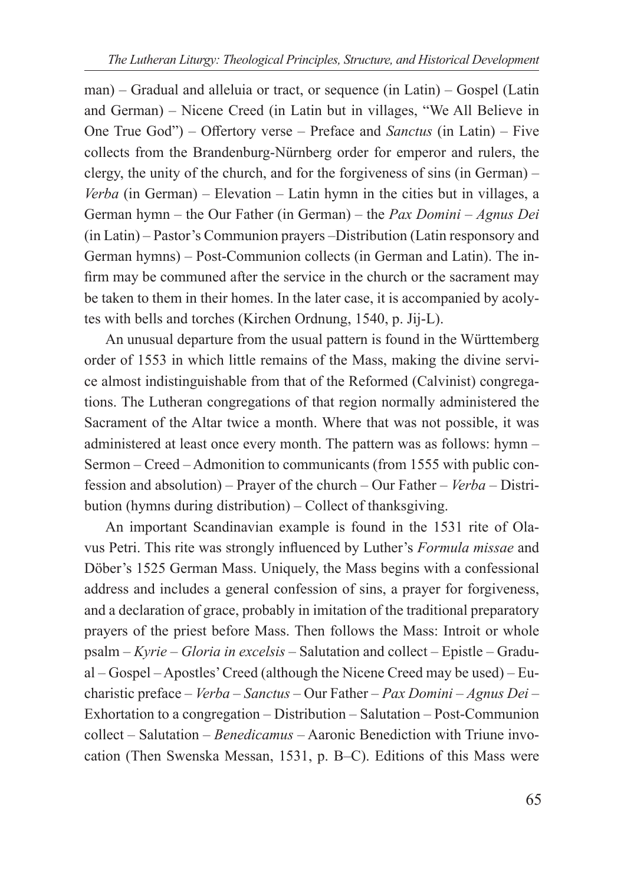man) – Gradual and alleluia or tract, or sequence (in Latin) – Gospel (Latin and German) – Nicene Creed (in Latin but in villages, "We All Believe in One True God") – Offertory verse – Preface and *Sanctus* (in Latin) – Five collects from the Brandenburg-Nürnberg order for emperor and rulers, the clergy, the unity of the church, and for the forgiveness of sins (in German) – *Verba* (in German) – Elevation – Latin hymn in the cities but in villages, a German hymn – the Our Father (in German) – the *Pax Domini* – *Agnus Dei* (in Latin) – Pastor's Communion prayers –Distribution (Latin responsory and German hymns) – Post-Communion collects (in German and Latin). The infirm may be communed after the service in the church or the sacrament may be taken to them in their homes. In the later case, it is accompanied by acolytes with bells and torches (Kirchen Ordnung, 1540, p. Jij-L).

An unusual departure from the usual pattern is found in the Württemberg order of 1553 in which little remains of the Mass, making the divine service almost indistinguishable from that of the Reformed (Calvinist) congregations. The Lutheran congregations of that region normally administered the Sacrament of the Altar twice a month. Where that was not possible, it was administered at least once every month. The pattern was as follows: hymn – Sermon – Creed – Admonition to communicants (from 1555 with public confession and absolution) – Prayer of the church – Our Father – *Verba* – Distribution (hymns during distribution) – Collect of thanksgiving.

An important Scandinavian example is found in the 1531 rite of Olavus Petri. This rite was strongly influenced by Luther's *Formula missae* and Döber's 1525 German Mass. Uniquely, the Mass begins with a confessional address and includes a general confession of sins, a prayer for forgiveness, and a declaration of grace, probably in imitation of the traditional preparatory prayers of the priest before Mass. Then follows the Mass: Introit or whole psalm – *Kyrie* – *Gloria in excelsis* – Salutation and collect – Epistle – Gradual – Gospel – Apostles' Creed (although the Nicene Creed may be used) – Eucharistic preface – *Verba* – *Sanctus* – Our Father – *Pax Domini* – *Agnus Dei* – Exhortation to a congregation – Distribution – Salutation – Post-Communion collect – Salutation – *Benedicamus* – Aaronic Benediction with Triune invocation (Then Swenska Messan, 1531, p. B–C). Editions of this Mass were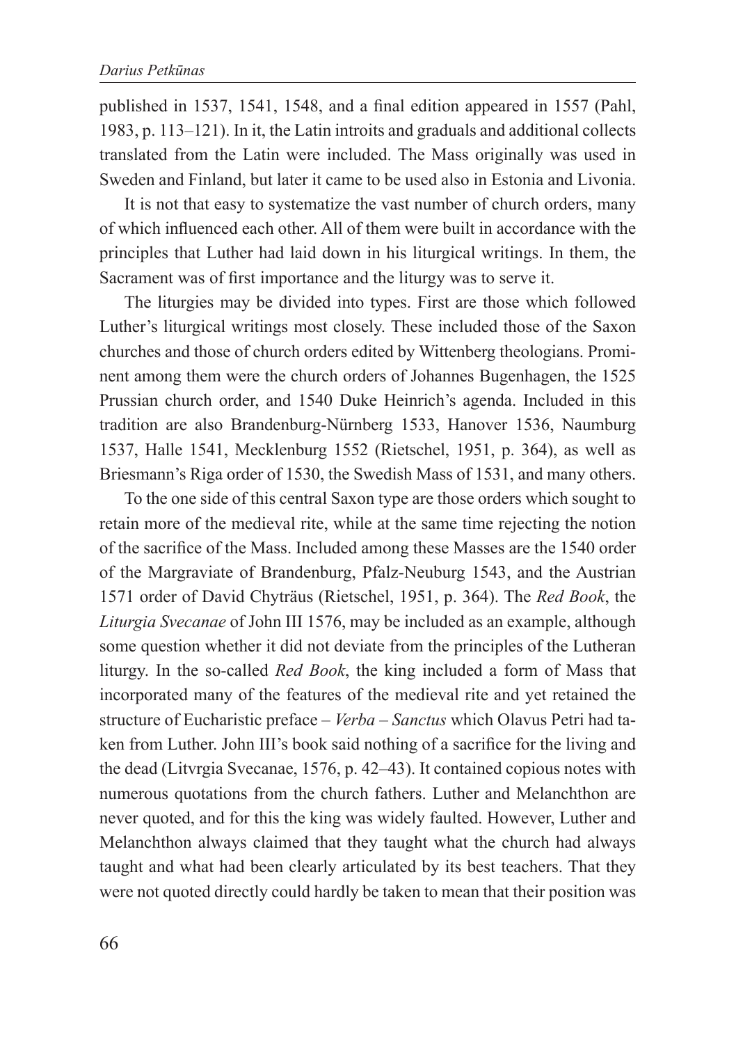published in 1537, 1541, 1548, and a final edition appeared in 1557 (Pahl, 1983, p. 113–121). In it, the Latin introits and graduals and additional collects translated from the Latin were included. The Mass originally was used in Sweden and Finland, but later it came to be used also in Estonia and Livonia.

It is not that easy to systematize the vast number of church orders, many of which influenced each other. All of them were built in accordance with the principles that Luther had laid down in his liturgical writings. In them, the Sacrament was of first importance and the liturgy was to serve it.

The liturgies may be divided into types. First are those which followed Luther's liturgical writings most closely. These included those of the Saxon churches and those of church orders edited by Wittenberg theologians. Prominent among them were the church orders of Johannes Bugenhagen, the 1525 Prussian church order, and 1540 Duke Heinrich's agenda. Included in this tradition are also Brandenburg-Nürnberg 1533, Hanover 1536, Naumburg 1537, Halle 1541, Mecklenburg 1552 (Rietschel, 1951, p. 364), as well as Briesmann's Riga order of 1530, the Swedish Mass of 1531, and many others.

To the one side of this central Saxon type are those orders which sought to retain more of the medieval rite, while at the same time rejecting the notion of the sacrifice of the Mass. Included among these Masses are the 1540 order of the Margraviate of Brandenburg, Pfalz-Neuburg 1543, and the Austrian 1571 order of David Chyträus (Rietschel, 1951, p. 364). The *Red Book*, the *Liturgia Svecanae* of John III 1576, may be included as an example, although some question whether it did not deviate from the principles of the Lutheran liturgy. In the so-called *Red Book*, the king included a form of Mass that incorporated many of the features of the medieval rite and yet retained the structure of Eucharistic preface – *Verba* – *Sanctus* which Olavus Petri had taken from Luther. John III's book said nothing of a sacrifice for the living and the dead (Litvrgia Svecanae, 1576, p. 42–43). It contained copious notes with numerous quotations from the church fathers. Luther and Melanchthon are never quoted, and for this the king was widely faulted. However, Luther and Melanchthon always claimed that they taught what the church had always taught and what had been clearly articulated by its best teachers. That they were not quoted directly could hardly be taken to mean that their position was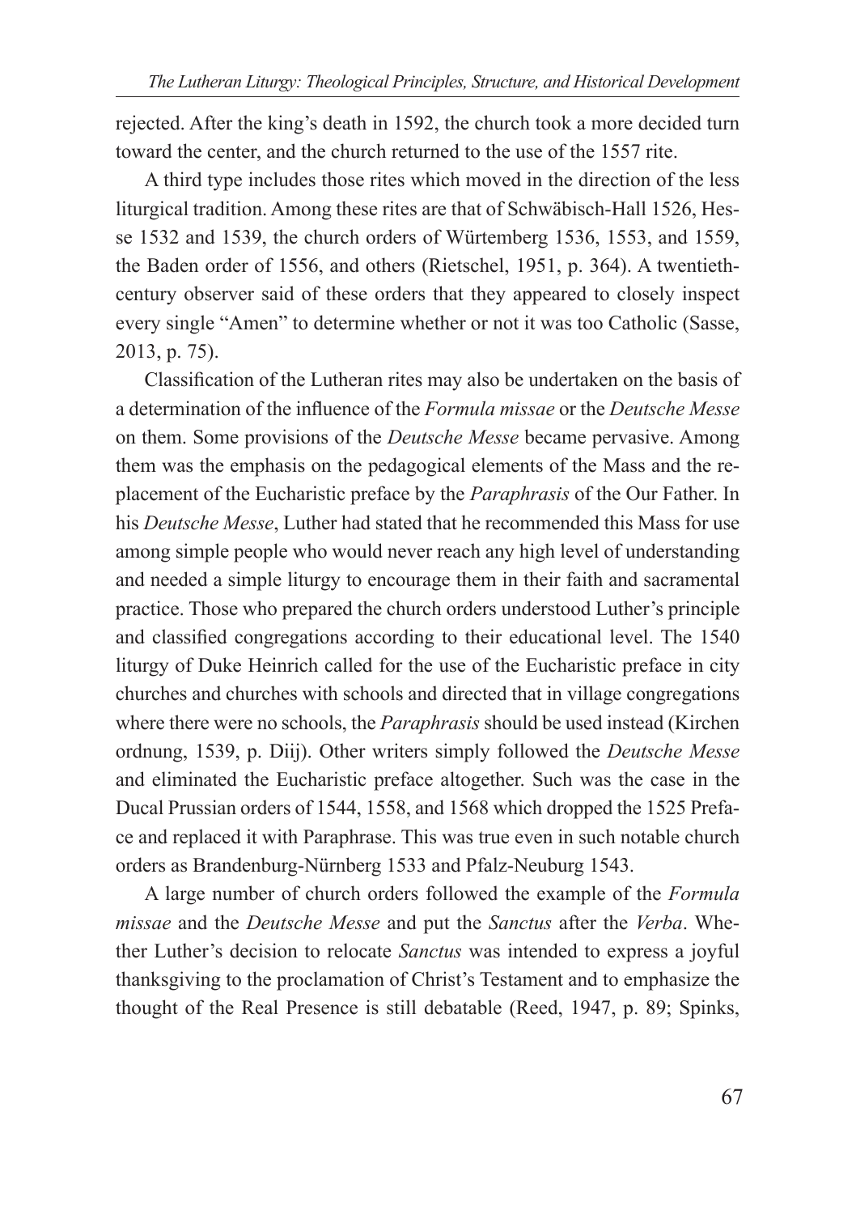rejected. After the king's death in 1592, the church took a more decided turn toward the center, and the church returned to the use of the 1557 rite.

A third type includes those rites which moved in the direction of the less liturgical tradition. Among these rites are that of Schwäbisch-Hall 1526, Hesse 1532 and 1539, the church orders of Würtemberg 1536, 1553, and 1559, the Baden order of 1556, and others (Rietschel, 1951, p. 364). A twentieth-century observer said of these orders that they appeared to closely inspect every single "Amen" to determine whether or not it was too Catholic (Sasse, 2013, p. 75).

Classification of the Lutheran rites may also be undertaken on the basis of a determination of the influence of the *Formula missae* or the *Deutsche Messe* on them. Some provisions of the *Deutsche Messe* became pervasive. Among them was the emphasis on the pedagogical elements of the Mass and the replacement of the Eucharistic preface by the *Paraphrasis* of the Our Father. In his *Deutsche Messe*, Luther had stated that he recommended this Mass for use among simple people who would never reach any high level of understanding and needed a simple liturgy to encourage them in their faith and sacramental practice. Those who prepared the church orders understood Luther's principle and classified congregations according to their educational level. The 1540 liturgy of Duke Heinrich called for the use of the Eucharistic preface in city churches and churches with schools and directed that in village congregations where there were no schools, the *Paraphrasis* should be used instead (Kirchen ordnung, 1539, p. Diij). Other writers simply followed the *Deutsche Messe* and eliminated the Eucharistic preface altogether. Such was the case in the Ducal Prussian orders of 1544, 1558, and 1568 which dropped the 1525 Preface and replaced it with Paraphrase. This was true even in such notable church orders as Brandenburg-Nürnberg 1533 and Pfalz-Neuburg 1543.

A large number of church orders followed the example of the *Formula missae* and the *Deutsche Messe* and put the *Sanctus* after the *Verba*. Whether Luther's decision to relocate *Sanctus* was intended to express a joyful thanksgiving to the proclamation of Christ's Testament and to emphasize the thought of the Real Presence is still debatable (Reed, 1947, p. 89; Spinks,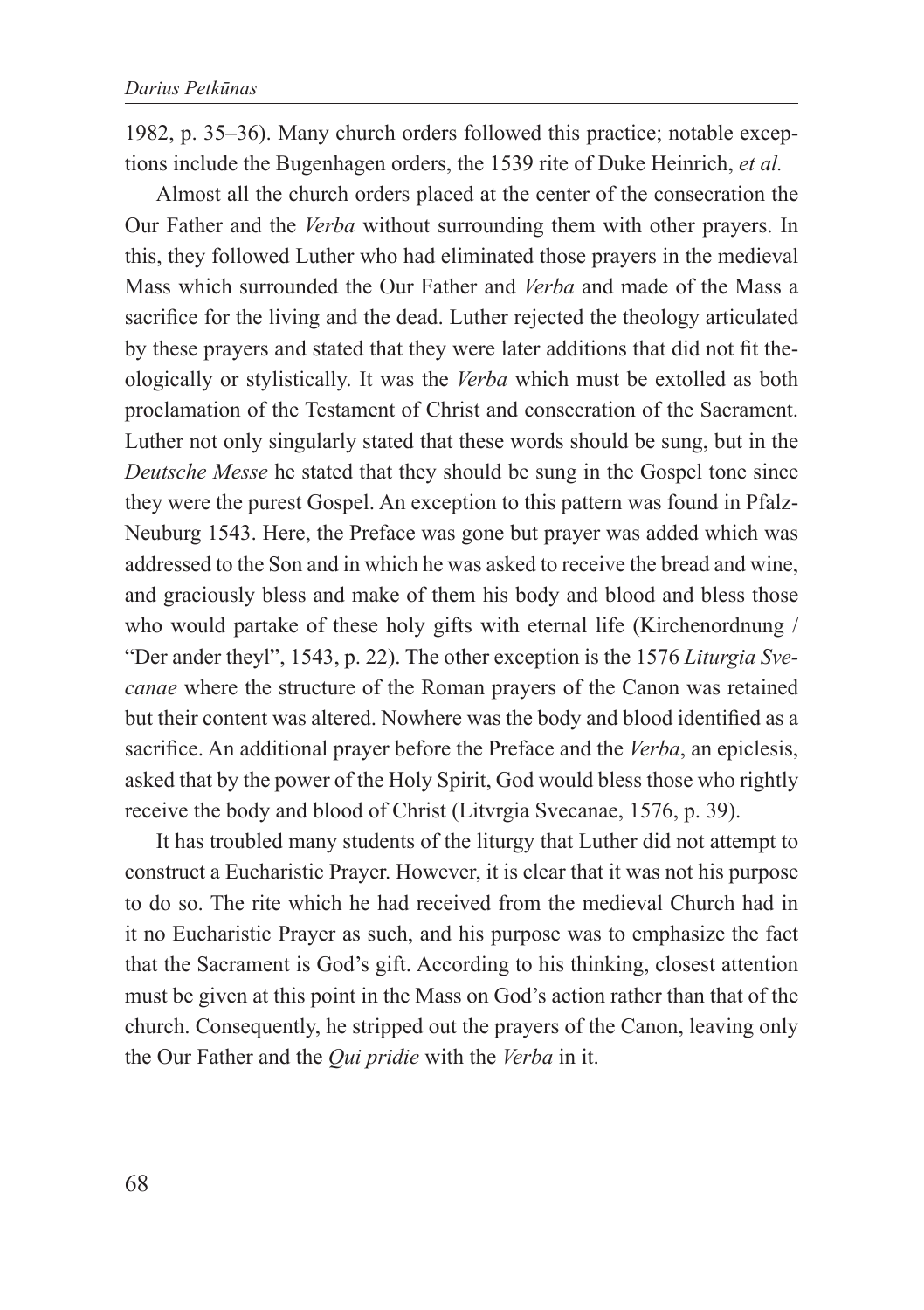1982, p. 35–36). Many church orders followed this practice; notable exceptions include the Bugenhagen orders, the 1539 rite of Duke Heinrich, *et al.*

Almost all the church orders placed at the center of the consecration the Our Father and the *Verba* without surrounding them with other prayers. In this, they followed Luther who had eliminated those prayers in the medieval Mass which surrounded the Our Father and *Verba* and made of the Mass a sacrifice for the living and the dead. Luther rejected the theology articulated by these prayers and stated that they were later additions that did not fit theologically or stylistically. It was the *Verba* which must be extolled as both proclamation of the Testament of Christ and consecration of the Sacrament. Luther not only singularly stated that these words should be sung, but in the *Deutsche Messe* he stated that they should be sung in the Gospel tone since they were the purest Gospel. An exception to this pattern was found in Pfalz-Neuburg 1543. Here, the Preface was gone but prayer was added which was addressed to the Son and in which he was asked to receive the bread and wine, and graciously bless and make of them his body and blood and bless those who would partake of these holy gifts with eternal life (Kirchenordnung / "Der ander theyl", 1543, p. 22). The other exception is the 1576 *Liturgia Svecanae* where the structure of the Roman prayers of the Canon was retained but their content was altered. Nowhere was the body and blood identified as a sacrifice. An additional prayer before the Preface and the *Verba*, an epiclesis, asked that by the power of the Holy Spirit, God would bless those who rightly receive the body and blood of Christ (Litvrgia Svecanae, 1576, p. 39).

It has troubled many students of the liturgy that Luther did not attempt to construct a Eucharistic Prayer. However, it is clear that it was not his purpose to do so. The rite which he had received from the medieval Church had in it no Eucharistic Prayer as such, and his purpose was to emphasize the fact that the Sacrament is God's gift. According to his thinking, closest attention must be given at this point in the Mass on God's action rather than that of the church. Consequently, he stripped out the prayers of the Canon, leaving only the Our Father and the *Qui pridie* with the *Verba* in it.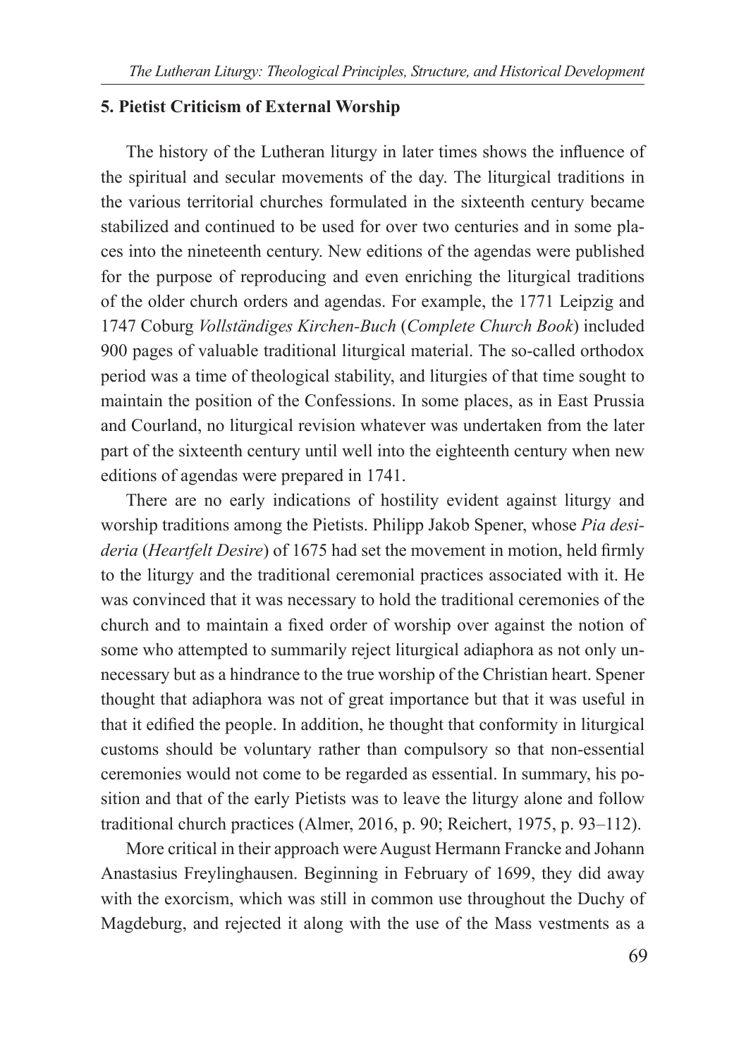## 5. Pietist Criticism of External Worship

The history of the Lutheran liturgy in later times shows the influence of the spiritual and secular movements of the day. The liturgical traditions in the various territorial churches formulated in the sixteenth century became stabilized and continued to be used for over two centuries and in some places into the nineteenth century. New editions of the agendas were published for the purpose of reproducing and even enriching the liturgical traditions of the older church orders and agendas. For example, the 1771 Leipzig and 1747 Coburg *Vollständiges Kirchen-Buch* (*Complete Church Book*) included 900 pages of valuable traditional liturgical material. The so-called orthodox period was a time of theological stability, and liturgies of that time sought to maintain the position of the Confessions. In some places, as in East Prussia and Courland, no liturgical revision whatever was undertaken from the later part of the sixteenth century until well into the eighteenth century when new editions of agendas were prepared in 1741.

There are no early indications of hostility evident against liturgy and worship traditions among the Pietists. Philipp Jakob Spener, whose *Pia desideria* (*Heartfelt Desire*) of 1675 had set the movement in motion, held firmly to the liturgy and the traditional ceremonial practices associated with it. He was convinced that it was necessary to hold the traditional ceremonies of the church and to maintain a fixed order of worship over against the notion of some who attempted to summarily reject liturgical adiaphora as not only unnecessary but as a hindrance to the true worship of the Christian heart. Spener thought that adiaphora was not of great importance but that it was useful in that it edified the people. In addition, he thought that conformity in liturgical customs should be voluntary rather than compulsory so that non-essential ceremonies would not come to be regarded as essential. In summary, his position and that of the early Pietists was to leave the liturgy alone and follow traditional church practices (Almer, 2016, p. 90; Reichert, 1975, p. 93–112).

More critical in their approach were August Hermann Francke and Johann Anastasius Freylinghausen. Beginning in February of 1699, they did away with the exorcism, which was still in common use throughout the Duchy of Magdeburg, and rejected it along with the use of the Mass vestments as a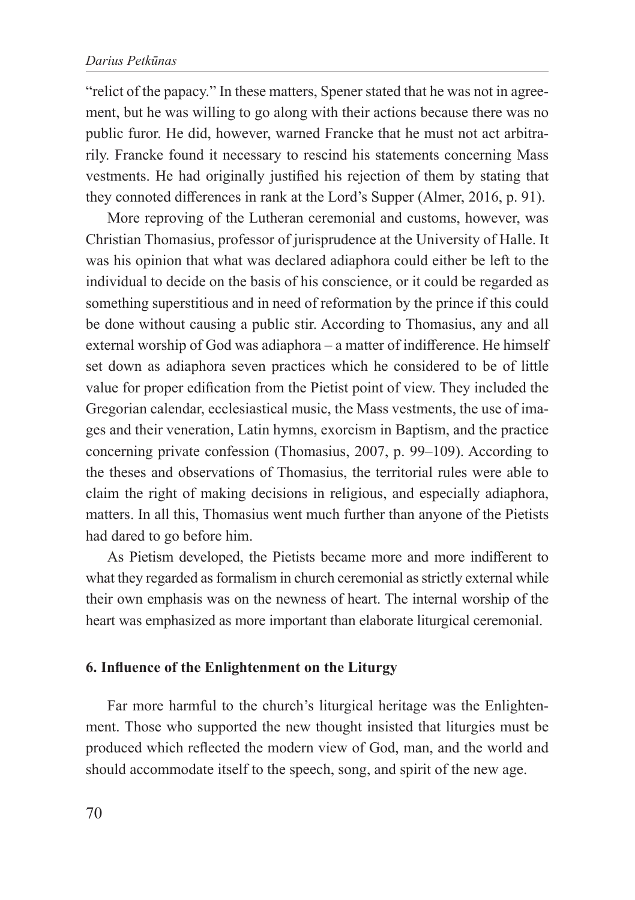"relict of the papacy." In these matters, Spener stated that he was not in agreement, but he was willing to go along with their actions because there was no public furor. He did, however, warned Francke that he must not act arbitrarily. Francke found it necessary to rescind his statements concerning Mass vestments. He had originally justified his rejection of them by stating that they connoted differences in rank at the Lord's Supper (Almer, 2016, p. 91).

More reproving of the Lutheran ceremonial and customs, however, was Christian Thomasius, professor of jurisprudence at the University of Halle. It was his opinion that what was declared adiaphora could either be left to the individual to decide on the basis of his conscience, or it could be regarded as something superstitious and in need of reformation by the prince if this could be done without causing a public stir. According to Thomasius, any and all external worship of God was adiaphora – a matter of indifference. He himself set down as adiaphora seven practices which he considered to be of little value for proper edification from the Pietist point of view. They included the Gregorian calendar, ecclesiastical music, the Mass vestments, the use of images and their veneration, Latin hymns, exorcism in Baptism, and the practice concerning private confession (Thomasius, 2007, p. 99–109). According to the theses and observations of Thomasius, the territorial rules were able to claim the right of making decisions in religious, and especially adiaphora, matters. In all this, Thomasius went much further than anyone of the Pietists had dared to go before him.

As Pietism developed, the Pietists became more and more indifferent to what they regarded as formalism in church ceremonial as strictly external while their own emphasis was on the newness of heart. The internal worship of the heart was emphasized as more important than elaborate liturgical ceremonial.

## 6. Influence of the Enlightenment on the Liturgy

Far more harmful to the church's liturgical heritage was the Enlightenment. Those who supported the new thought insisted that liturgies must be produced which reflected the modern view of God, man, and the world and should accommodate itself to the speech, song, and spirit of the new age.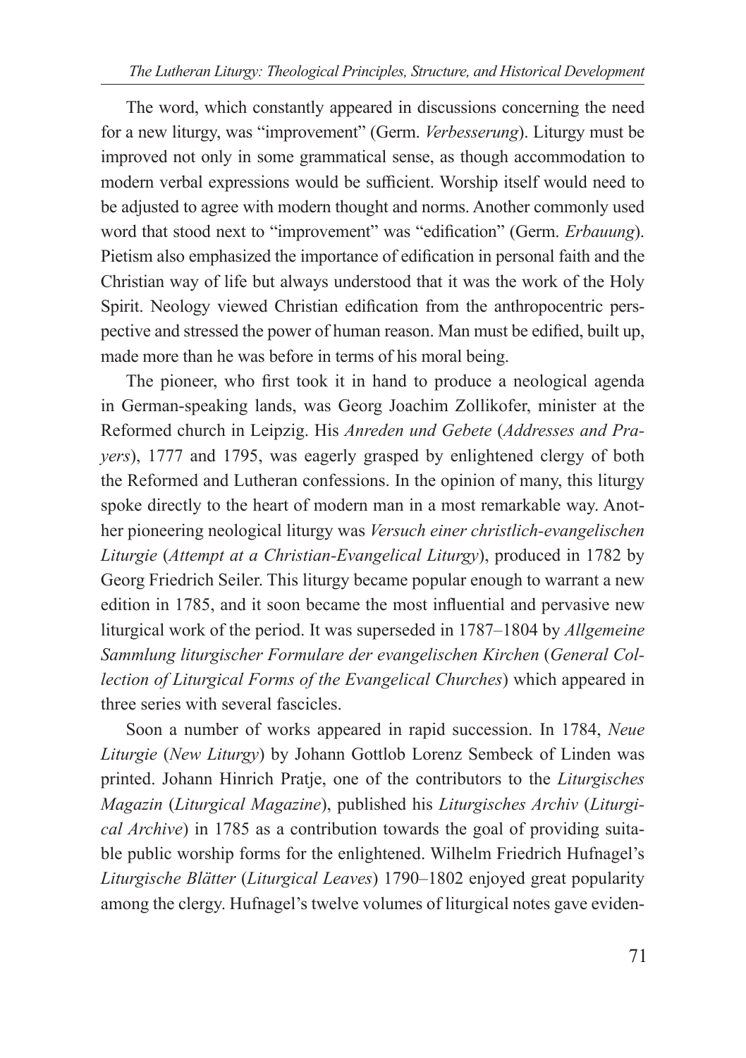The word, which constantly appeared in discussions concerning the need for a new liturgy, was "improvement" (Germ. *Verbesserung*). Liturgy must be improved not only in some grammatical sense, as though accommodation to modern verbal expressions would be sufficient. Worship itself would need to be adjusted to agree with modern thought and norms. Another commonly used word that stood next to "improvement" was "edification" (Germ. *Erbauung*). Pietism also emphasized the importance of edification in personal faith and the Christian way of life but always understood that it was the work of the Holy Spirit. Neology viewed Christian edification from the anthropocentric perspective and stressed the power of human reason. Man must be edified, built up, made more than he was before in terms of his moral being.

The pioneer, who first took it in hand to produce a neological agenda in German-speaking lands, was Georg Joachim Zollikofer, minister at the Reformed church in Leipzig. His *Anreden und Gebete* (*Addresses and Prayers*), 1777 and 1795, was eagerly grasped by enlightened clergy of both the Reformed and Lutheran confessions. In the opinion of many, this liturgy spoke directly to the heart of modern man in a most remarkable way. Another pioneering neological liturgy was *Versuch einer christlich-evangelischen Liturgie* (*Attempt at a Christian-Evangelical Liturgy*), produced in 1782 by Georg Friedrich Seiler. This liturgy became popular enough to warrant a new edition in 1785, and it soon became the most influential and pervasive new liturgical work of the period. It was superseded in 1787–1804 by *Allgemeine Sammlung liturgischer Formulare der evangelischen Kirchen* (*General Collection of Liturgical Forms of the Evangelical Churches*) which appeared in three series with several fascicles.

Soon a number of works appeared in rapid succession. In 1784, *Neue Liturgie* (*New Liturgy*) by Johann Gottlob Lorenz Sembeck of Linden was printed. Johann Hinrich Pratje, one of the contributors to the *Liturgisches Magazin* (*Liturgical Magazine*), published his *Liturgisches Archiv* (*Liturgical Archive*) in 1785 as a contribution towards the goal of providing suitable public worship forms for the enlightened. Wilhelm Friedrich Hufnagel's *Liturgische Blätter* (*Liturgical Leaves*) 1790–1802 enjoyed great popularity among the clergy. Hufnagel's twelve volumes of liturgical notes gave eviden-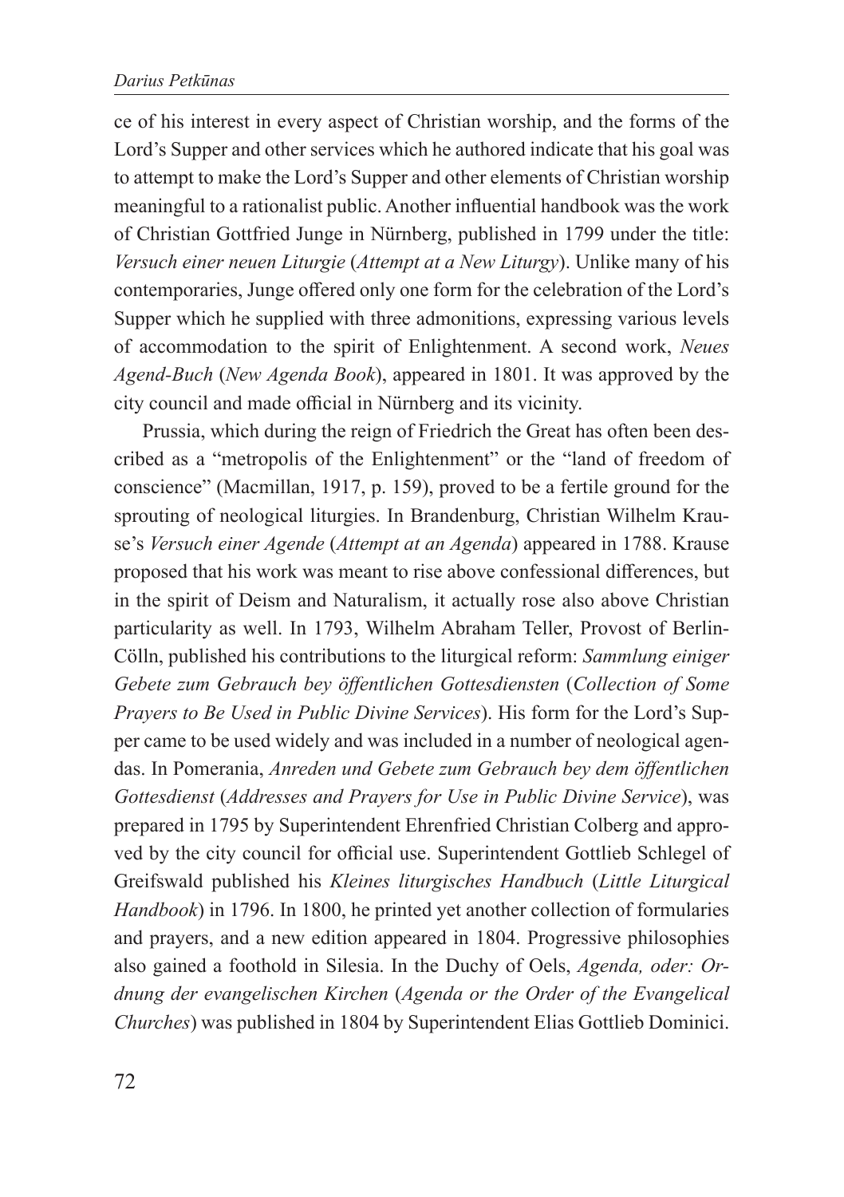ce of his interest in every aspect of Christian worship, and the forms of the Lord's Supper and other services which he authored indicate that his goal was to attempt to make the Lord's Supper and other elements of Christian worship meaningful to a rationalist public. Another influential handbook was the work of Christian Gottfried Junge in Nürnberg, published in 1799 under the title: *Versuch einer neuen Liturgie* (*Attempt at a New Liturgy*). Unlike many of his contemporaries, Junge offered only one form for the celebration of the Lord's Supper which he supplied with three admonitions, expressing various levels of accommodation to the spirit of Enlightenment. A second work, *Neues Agend-Buch* (*New Agenda Book*), appeared in 1801. It was approved by the city council and made official in Nürnberg and its vicinity.

Prussia, which during the reign of Friedrich the Great has often been described as a "metropolis of the Enlightenment" or the "land of freedom of conscience" (Macmillan, 1917, p. 159), proved to be a fertile ground for the sprouting of neological liturgies. In Brandenburg, Christian Wilhelm Krause's *Versuch einer Agende* (*Attempt at an Agenda*) appeared in 1788. Krause proposed that his work was meant to rise above confessional differences, but in the spirit of Deism and Naturalism, it actually rose also above Christian particularity as well. In 1793, Wilhelm Abraham Teller, Provost of Berlin-Cölln, published his contributions to the liturgical reform: *Sammlung einiger Gebete zum Gebrauch bey öffentlichen Gottesdiensten* (*Collection of Some Prayers to Be Used in Public Divine Services*). His form for the Lord's Supper came to be used widely and was included in a number of neological agendas. In Pomerania, *Anreden und Gebete zum Gebrauch bey dem öffentlichen Gottesdienst* (*Addresses and Prayers for Use in Public Divine Service*), was prepared in 1795 by Superintendent Ehrenfried Christian Colberg and approved by the city council for official use. Superintendent Gottlieb Schlegel of Greifswald published his *Kleines liturgisches Handbuch* (*Little Liturgical Handbook*) in 1796. In 1800, he printed yet another collection of formularies and prayers, and a new edition appeared in 1804. Progressive philosophies also gained a foothold in Silesia. In the Duchy of Oels, *Agenda, oder: Ordnung der evangelischen Kirchen* (*Agenda or the Order of the Evangelical Churches*) was published in 1804 by Superintendent Elias Gottlieb Dominici.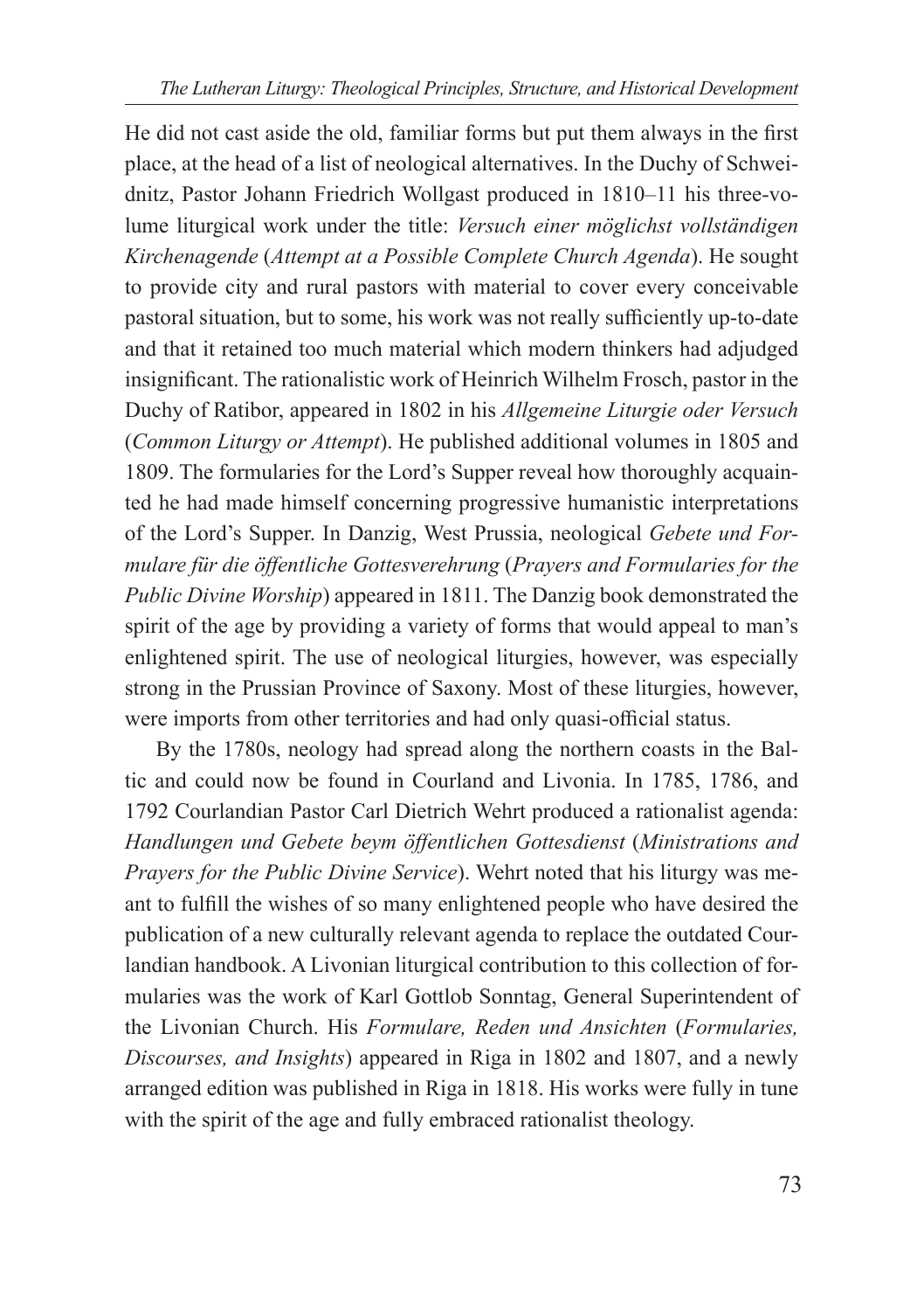He did not cast aside the old, familiar forms but put them always in the first place, at the head of a list of neological alternatives. In the Duchy of Schweidnitz, Pastor Johann Friedrich Wollgast produced in 1810–11 his three-volume liturgical work under the title: *Versuch einer möglichst vollständigen Kirchenagende* (*Attempt at a Possible Complete Church Agenda*). He sought to provide city and rural pastors with material to cover every conceivable pastoral situation, but to some, his work was not really sufficiently up-to-date and that it retained too much material which modern thinkers had adjudged insignificant. The rationalistic work of Heinrich Wilhelm Frosch, pastor in the Duchy of Ratibor, appeared in 1802 in his *Allgemeine Liturgie oder Versuch* (*Common Liturgy or Attempt*). He published additional volumes in 1805 and 1809. The formularies for the Lord's Supper reveal how thoroughly acquainted he had made himself concerning progressive humanistic interpretations of the Lord's Supper. In Danzig, West Prussia, neological *Gebete und Formulare für die öffentliche Gottesverehrung* (*Prayers and Formularies for the Public Divine Worship*) appeared in 1811. The Danzig book demonstrated the spirit of the age by providing a variety of forms that would appeal to man's enlightened spirit. The use of neological liturgies, however, was especially strong in the Prussian Province of Saxony. Most of these liturgies, however, were imports from other territories and had only quasi-official status.

By the 1780s, neology had spread along the northern coasts in the Baltic and could now be found in Courland and Livonia. In 1785, 1786, and 1792 Courlandian Pastor Carl Dietrich Wehrt produced a rationalist agenda: *Handlungen und Gebete beym öffentlichen Gottesdienst* (*Ministrations and Prayers for the Public Divine Service*). Wehrt noted that his liturgy was meant to fulfill the wishes of so many enlightened people who have desired the publication of a new culturally relevant agenda to replace the outdated Courlandian handbook. A Livonian liturgical contribution to this collection of formularies was the work of Karl Gottlob Sonntag, General Superintendent of the Livonian Church. His *Formulare, Reden und Ansichten* (*Formularies, Discourses, and Insights*) appeared in Riga in 1802 and 1807, and a newly arranged edition was published in Riga in 1818. His works were fully in tune with the spirit of the age and fully embraced rationalist theology.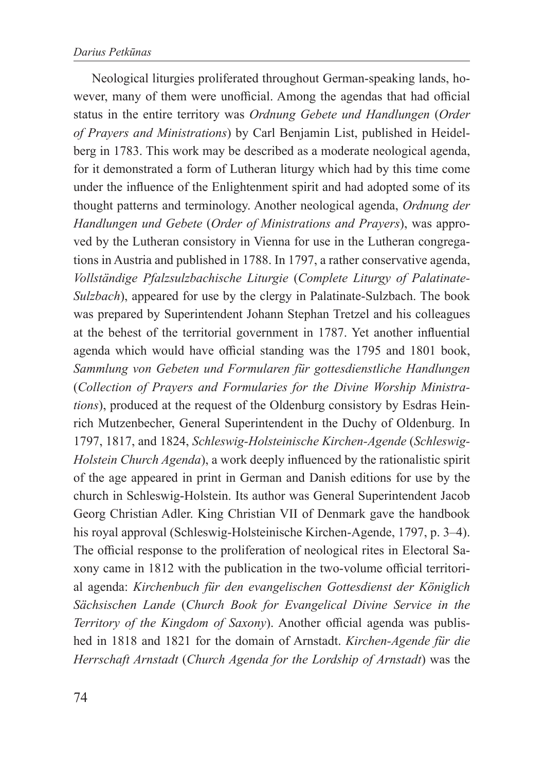Neological liturgies proliferated throughout German-speaking lands, however, many of them were unofficial. Among the agendas that had official status in the entire territory was *Ordnung Gebete und Handlungen* (*Order of Prayers and Ministrations*) by Carl Benjamin List, published in Heidelberg in 1783. This work may be described as a moderate neological agenda, for it demonstrated a form of Lutheran liturgy which had by this time come under the influence of the Enlightenment spirit and had adopted some of its thought patterns and terminology. Another neological agenda, *Ordnung der Handlungen und Gebete* (*Order of Ministrations and Prayers*), was approved by the Lutheran consistory in Vienna for use in the Lutheran congregations in Austria and published in 1788. In 1797, a rather conservative agenda, *Vollständige Pfalzsulzbachische Liturgie* (*Complete Liturgy of Palatinate-Sulzbach*), appeared for use by the clergy in Palatinate-Sulzbach. The book was prepared by Superintendent Johann Stephan Tretzel and his colleagues at the behest of the territorial government in 1787. Yet another influential agenda which would have official standing was the 1795 and 1801 book, *Sammlung von Gebeten und Formularen für gottesdienstliche Handlungen* (*Collection of Prayers and Formularies for the Divine Worship Ministrations*), produced at the request of the Oldenburg consistory by Esdras Heinrich Mutzenbecher, General Superintendent in the Duchy of Oldenburg. In 1797, 1817, and 1824, *Schleswig-Holsteinische Kirchen-Agende* (*Schleswig-Holstein Church Agenda*), a work deeply influenced by the rationalistic spirit of the age appeared in print in German and Danish editions for use by the church in Schleswig-Holstein. Its author was General Superintendent Jacob Georg Christian Adler. King Christian VII of Denmark gave the handbook his royal approval (Schleswig-Holsteinische Kirchen-Agende, 1797, p. 3–4). The official response to the proliferation of neological rites in Electoral Saxony came in 1812 with the publication in the two-volume official territorial agenda: *Kirchenbuch für den evangelischen Gottesdienst der Königlich Sächsischen Lande* (*Church Book for Evangelical Divine Service in the Territory of the Kingdom of Saxony*). Another official agenda was published in 1818 and 1821 for the domain of Arnstadt. *Kirchen-Agende für die Herrschaft Arnstadt* (*Church Agenda for the Lordship of Arnstadt*) was the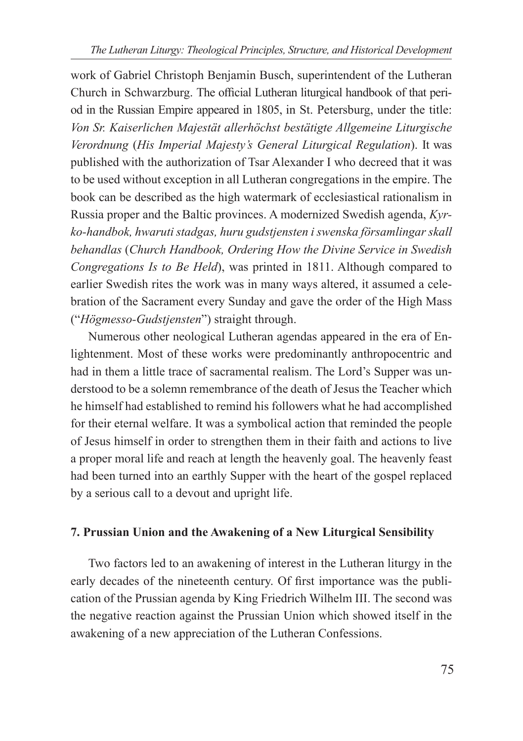work of Gabriel Christoph Benjamin Busch, superintendent of the Lutheran Church in Schwarzburg. The official Lutheran liturgical handbook of that period in the Russian Empire appeared in 1805, in St. Petersburg, under the title: *Von Sr. Kaiserlichen Majestät allerhöchst bestätigte Allgemeine Liturgische Verordnung* (*His Imperial Majesty's General Liturgical Regulation*). It was published with the authorization of Tsar Alexander I who decreed that it was to be used without exception in all Lutheran congregations in the empire. The book can be described as the high watermark of ecclesiastical rationalism in Russia proper and the Baltic provinces. A modernized Swedish agenda, *Kyrko-handbok, hwaruti stadgas, huru gudstjensten i swenska församlingar skall behandlas* (*Church Handbook, Ordering How the Divine Service in Swedish Congregations Is to Be Held*), was printed in 1811. Although compared to earlier Swedish rites the work was in many ways altered, it assumed a celebration of the Sacrament every Sunday and gave the order of the High Mass ("*Högmesso-Gudstjensten*") straight through.

Numerous other neological Lutheran agendas appeared in the era of Enlightenment. Most of these works were predominantly anthropocentric and had in them a little trace of sacramental realism. The Lord's Supper was understood to be a solemn remembrance of the death of Jesus the Teacher which he himself had established to remind his followers what he had accomplished for their eternal welfare. It was a symbolical action that reminded the people of Jesus himself in order to strengthen them in their faith and actions to live a proper moral life and reach at length the heavenly goal. The heavenly feast had been turned into an earthly Supper with the heart of the gospel replaced by a serious call to a devout and upright life.

## 7. Prussian Union and the Awakening of a New Liturgical Sensibility

Two factors led to an awakening of interest in the Lutheran liturgy in the early decades of the nineteenth century. Of first importance was the publication of the Prussian agenda by King Friedrich Wilhelm III. The second was the negative reaction against the Prussian Union which showed itself in the awakening of a new appreciation of the Lutheran Confessions.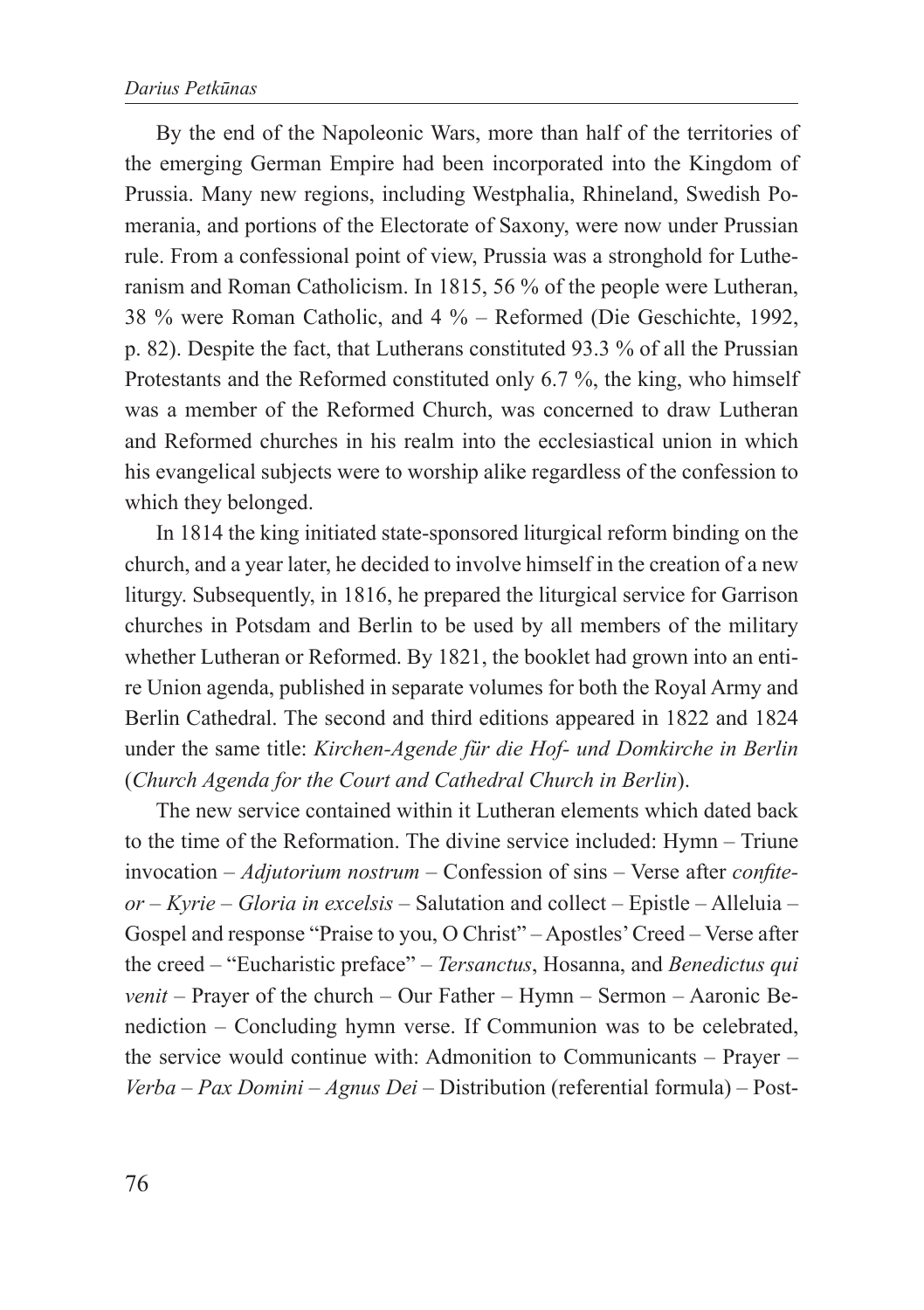By the end of the Napoleonic Wars, more than half of the territories of the emerging German Empire had been incorporated into the Kingdom of Prussia. Many new regions, including Westphalia, Rhineland, Swedish Pomerania, and portions of the Electorate of Saxony, were now under Prussian rule. From a confessional point of view, Prussia was a stronghold for Lutheranism and Roman Catholicism. In 1815, 56 % of the people were Lutheran, 38 % were Roman Catholic, and 4 % – Reformed (Die Geschichte, 1992, p. 82). Despite the fact, that Lutherans constituted 93.3 % of all the Prussian Protestants and the Reformed constituted only 6.7 %, the king, who himself was a member of the Reformed Church, was concerned to draw Lutheran and Reformed churches in his realm into the ecclesiastical union in which his evangelical subjects were to worship alike regardless of the confession to which they belonged.

In 1814 the king initiated state-sponsored liturgical reform binding on the church, and a year later, he decided to involve himself in the creation of a new liturgy. Subsequently, in 1816, he prepared the liturgical service for Garrison churches in Potsdam and Berlin to be used by all members of the military whether Lutheran or Reformed. By 1821, the booklet had grown into an entire Union agenda, published in separate volumes for both the Royal Army and Berlin Cathedral. The second and third editions appeared in 1822 and 1824 under the same title: *Kirchen-Agende für die Hof- und Domkirche in Berlin* (*Church Agenda for the Court and Cathedral Church in Berlin*).

The new service contained within it Lutheran elements which dated back to the time of the Reformation. The divine service included: Hymn – Triune invocation – *Adjutorium nostrum* – Confession of sins – Verse after *confiteor* – *Kyrie* – *Gloria in excelsis* – Salutation and collect – Epistle – Alleluia – Gospel and response "Praise to you, O Christ" – Apostles' Creed – Verse after the creed – "Eucharistic preface" – *Tersanctus*, Hosanna, and *Benedictus qui venit* – Prayer of the church – Our Father – Hymn – Sermon – Aaronic Benediction – Concluding hymn verse. If Communion was to be celebrated, the service would continue with: Admonition to Communicants – Prayer – *Verba* – *Pax Domini* – *Agnus Dei* – Distribution (referential formula) – Post-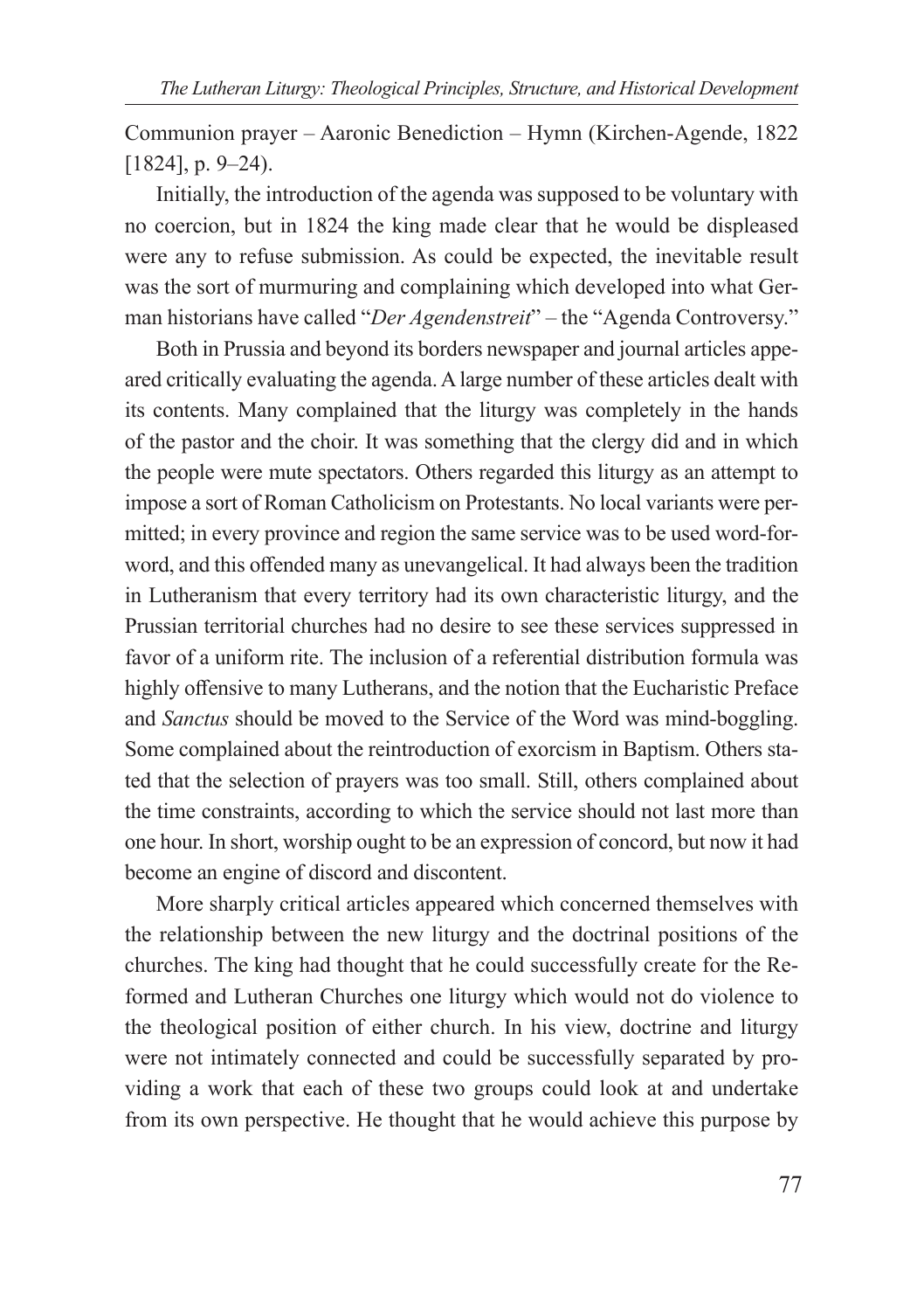Communion prayer – Aaronic Benediction – Hymn (Kirchen-Agende, 1822 [1824], p. 9–24).

Initially, the introduction of the agenda was supposed to be voluntary with no coercion, but in 1824 the king made clear that he would be displeased were any to refuse submission. As could be expected, the inevitable result was the sort of murmuring and complaining which developed into what German historians have called "*Der Agendenstreit*" – the "Agenda Controversy."

Both in Prussia and beyond its borders newspaper and journal articles appeared critically evaluating the agenda. A large number of these articles dealt with its contents. Many complained that the liturgy was completely in the hands of the pastor and the choir. It was something that the clergy did and in which the people were mute spectators. Others regarded this liturgy as an attempt to impose a sort of Roman Catholicism on Protestants. No local variants were permitted; in every province and region the same service was to be used word-forword, and this offended many as unevangelical. It had always been the tradition in Lutheranism that every territory had its own characteristic liturgy, and the Prussian territorial churches had no desire to see these services suppressed in favor of a uniform rite. The inclusion of a referential distribution formula was highly offensive to many Lutherans, and the notion that the Eucharistic Preface and *Sanctus* should be moved to the Service of the Word was mind-boggling. Some complained about the reintroduction of exorcism in Baptism. Others stated that the selection of prayers was too small. Still, others complained about the time constraints, according to which the service should not last more than one hour. In short, worship ought to be an expression of concord, but now it had become an engine of discord and discontent.

More sharply critical articles appeared which concerned themselves with the relationship between the new liturgy and the doctrinal positions of the churches. The king had thought that he could successfully create for the Reformed and Lutheran Churches one liturgy which would not do violence to the theological position of either church. In his view, doctrine and liturgy were not intimately connected and could be successfully separated by providing a work that each of these two groups could look at and undertake from its own perspective. He thought that he would achieve this purpose by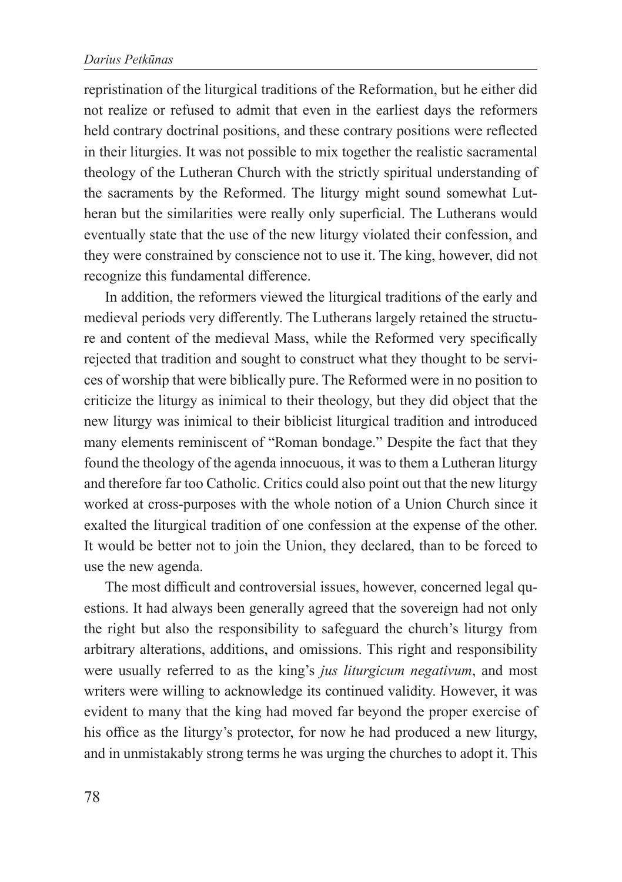repristination of the liturgical traditions of the Reformation, but he either did not realize or refused to admit that even in the earliest days the reformers held contrary doctrinal positions, and these contrary positions were reflected in their liturgies. It was not possible to mix together the realistic sacramental theology of the Lutheran Church with the strictly spiritual understanding of the sacraments by the Reformed. The liturgy might sound somewhat Lutheran but the similarities were really only superficial. The Lutherans would eventually state that the use of the new liturgy violated their confession, and they were constrained by conscience not to use it. The king, however, did not recognize this fundamental difference.

In addition, the reformers viewed the liturgical traditions of the early and medieval periods very differently. The Lutherans largely retained the structure and content of the medieval Mass, while the Reformed very specifically rejected that tradition and sought to construct what they thought to be services of worship that were biblically pure. The Reformed were in no position to criticize the liturgy as inimical to their theology, but they did object that the new liturgy was inimical to their biblicist liturgical tradition and introduced many elements reminiscent of "Roman bondage." Despite the fact that they found the theology of the agenda innocuous, it was to them a Lutheran liturgy and therefore far too Catholic. Critics could also point out that the new liturgy worked at cross-purposes with the whole notion of a Union Church since it exalted the liturgical tradition of one confession at the expense of the other. It would be better not to join the Union, they declared, than to be forced to use the new agenda.

The most difficult and controversial issues, however, concerned legal questions. It had always been generally agreed that the sovereign had not only the right but also the responsibility to safeguard the church's liturgy from arbitrary alterations, additions, and omissions. This right and responsibility were usually referred to as the king's *jus liturgicum negativum*, and most writers were willing to acknowledge its continued validity. However, it was evident to many that the king had moved far beyond the proper exercise of his office as the liturgy's protector, for now he had produced a new liturgy, and in unmistakably strong terms he was urging the churches to adopt it. This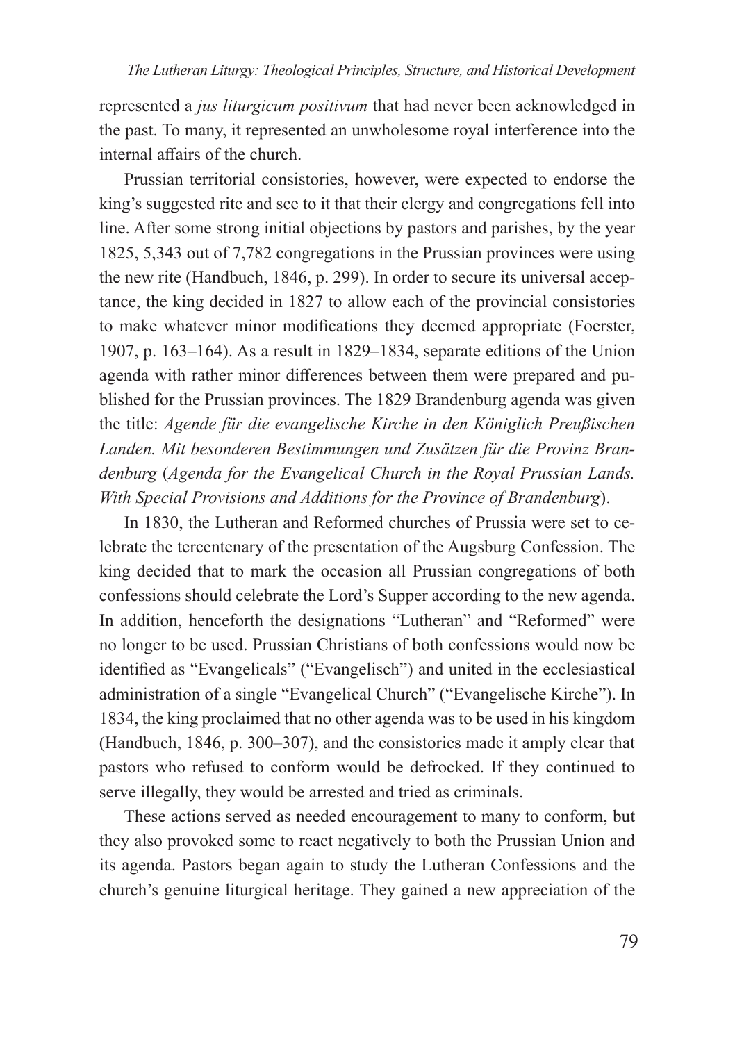represented a *jus liturgicum positivum* that had never been acknowledged in the past. To many, it represented an unwholesome royal interference into the internal affairs of the church.

Prussian territorial consistories, however, were expected to endorse the king's suggested rite and see to it that their clergy and congregations fell into line. After some strong initial objections by pastors and parishes, by the year 1825, 5,343 out of 7,782 congregations in the Prussian provinces were using the new rite (Handbuch, 1846, p. 299). In order to secure its universal acceptance, the king decided in 1827 to allow each of the provincial consistories to make whatever minor modifications they deemed appropriate (Foerster, 1907, p. 163–164). As a result in 1829–1834, separate editions of the Union agenda with rather minor differences between them were prepared and published for the Prussian provinces. The 1829 Brandenburg agenda was given the title: *Agende für die evangelische Kirche in den Königlich Preußischen Landen. Mit besonderen Bestimmungen und Zusätzen für die Provinz Brandenburg* (*Agenda for the Evangelical Church in the Royal Prussian Lands. With Special Provisions and Additions for the Province of Brandenburg*).

In 1830, the Lutheran and Reformed churches of Prussia were set to celebrate the tercentenary of the presentation of the Augsburg Confession. The king decided that to mark the occasion all Prussian congregations of both confessions should celebrate the Lord's Supper according to the new agenda. In addition, henceforth the designations "Lutheran" and "Reformed" were no longer to be used. Prussian Christians of both confessions would now be identified as "Evangelicals" ("Evangelisch") and united in the ecclesiastical administration of a single "Evangelical Church" ("Evangelische Kirche"). In 1834, the king proclaimed that no other agenda was to be used in his kingdom (Handbuch, 1846, p. 300–307), and the consistories made it amply clear that pastors who refused to conform would be defrocked. If they continued to serve illegally, they would be arrested and tried as criminals.

These actions served as needed encouragement to many to conform, but they also provoked some to react negatively to both the Prussian Union and its agenda. Pastors began again to study the Lutheran Confessions and the church's genuine liturgical heritage. They gained a new appreciation of the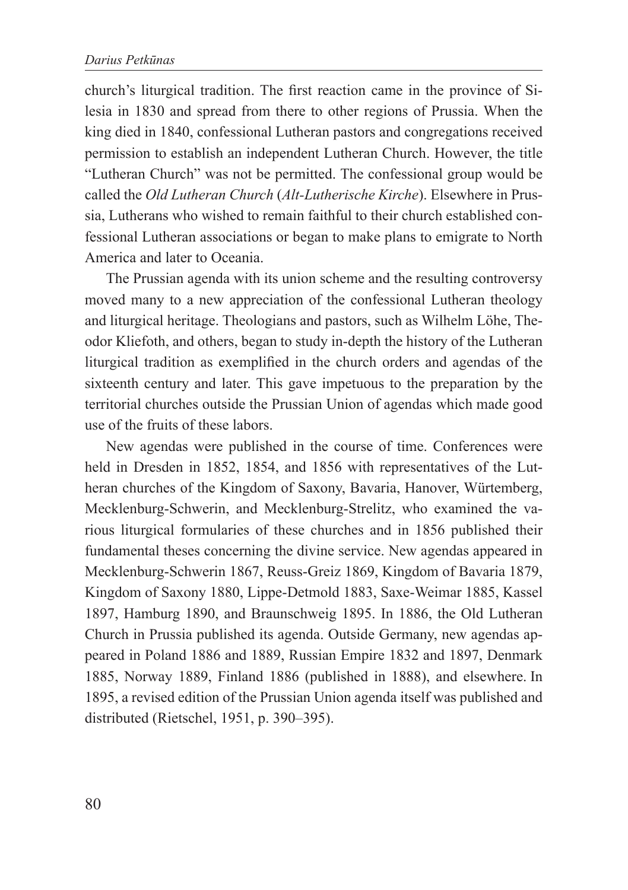church's liturgical tradition. The first reaction came in the province of Silesia in 1830 and spread from there to other regions of Prussia. When the king died in 1840, confessional Lutheran pastors and congregations received permission to establish an independent Lutheran Church. However, the title "Lutheran Church" was not be permitted. The confessional group would be called the *Old Lutheran Church* (*Alt-Lutherische Kirche*). Elsewhere in Prussia, Lutherans who wished to remain faithful to their church established confessional Lutheran associations or began to make plans to emigrate to North America and later to Oceania.

The Prussian agenda with its union scheme and the resulting controversy moved many to a new appreciation of the confessional Lutheran theology and liturgical heritage. Theologians and pastors, such as Wilhelm Löhe, Theodor Kliefoth, and others, began to study in-depth the history of the Lutheran liturgical tradition as exemplified in the church orders and agendas of the sixteenth century and later. This gave impetuous to the preparation by the territorial churches outside the Prussian Union of agendas which made good use of the fruits of these labors.

New agendas were published in the course of time. Conferences were held in Dresden in 1852, 1854, and 1856 with representatives of the Lutheran churches of the Kingdom of Saxony, Bavaria, Hanover, Würtemberg, Mecklenburg-Schwerin, and Mecklenburg-Strelitz, who examined the various liturgical formularies of these churches and in 1856 published their fundamental theses concerning the divine service. New agendas appeared in Mecklenburg-Schwerin 1867, Reuss-Greiz 1869, Kingdom of Bavaria 1879, Kingdom of Saxony 1880, Lippe-Detmold 1883, Saxe-Weimar 1885, Kassel 1897, Hamburg 1890, and Braunschweig 1895. In 1886, the Old Lutheran Church in Prussia published its agenda. Outside Germany, new agendas appeared in Poland 1886 and 1889, Russian Empire 1832 and 1897, Denmark 1885, Norway 1889, Finland 1886 (published in 1888), and elsewhere. In 1895, a revised edition of the Prussian Union agenda itself was published and distributed (Rietschel, 1951, p. 390–395).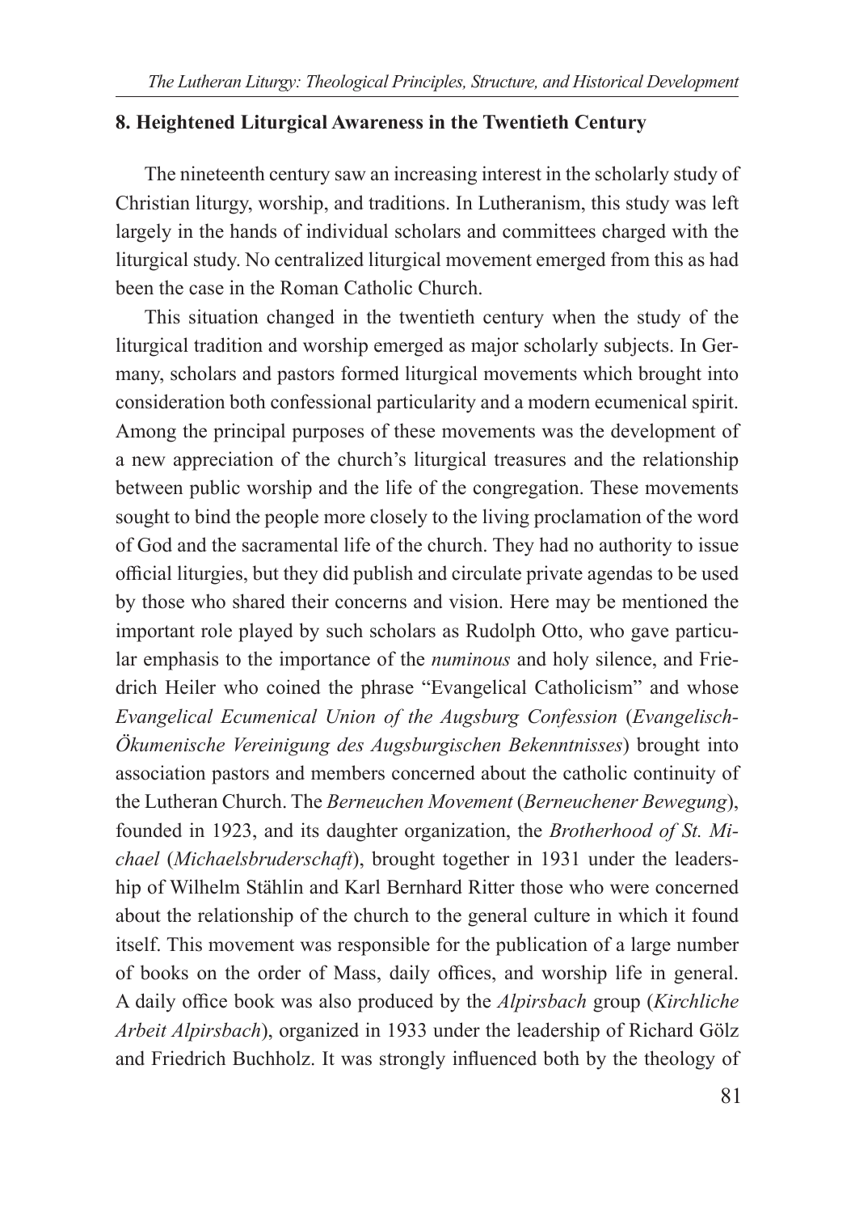## 8. Heightened Liturgical Awareness in the Twentieth Century

The nineteenth century saw an increasing interest in the scholarly study of Christian liturgy, worship, and traditions. In Lutheranism, this study was left largely in the hands of individual scholars and committees charged with the liturgical study. No centralized liturgical movement emerged from this as had been the case in the Roman Catholic Church.

This situation changed in the twentieth century when the study of the liturgical tradition and worship emerged as major scholarly subjects. In Germany, scholars and pastors formed liturgical movements which brought into consideration both confessional particularity and a modern ecumenical spirit. Among the principal purposes of these movements was the development of a new appreciation of the church's liturgical treasures and the relationship between public worship and the life of the congregation. These movements sought to bind the people more closely to the living proclamation of the word of God and the sacramental life of the church. They had no authority to issue official liturgies, but they did publish and circulate private agendas to be used by those who shared their concerns and vision. Here may be mentioned the important role played by such scholars as Rudolph Otto, who gave particular emphasis to the importance of the *numinous* and holy silence, and Friedrich Heiler who coined the phrase "Evangelical Catholicism" and whose *Evangelical Ecumenical Union of the Augsburg Confession* (*Evangelisch-Ökumenische Vereinigung des Augsburgischen Bekenntnisses*) brought into association pastors and members concerned about the catholic continuity of the Lutheran Church. The *Berneuchen Movement* (*Berneuchener Bewegung*), founded in 1923, and its daughter organization, the *Brotherhood of St. Michael* (*Michaelsbruderschaft*), brought together in 1931 under the leadership of Wilhelm Stählin and Karl Bernhard Ritter those who were concerned about the relationship of the church to the general culture in which it found itself. This movement was responsible for the publication of a large number of books on the order of Mass, daily offices, and worship life in general. A daily office book was also produced by the *Alpirsbach* group (*Kirchliche Arbeit Alpirsbach*), organized in 1933 under the leadership of Richard Gölz and Friedrich Buchholz. It was strongly influenced both by the theology of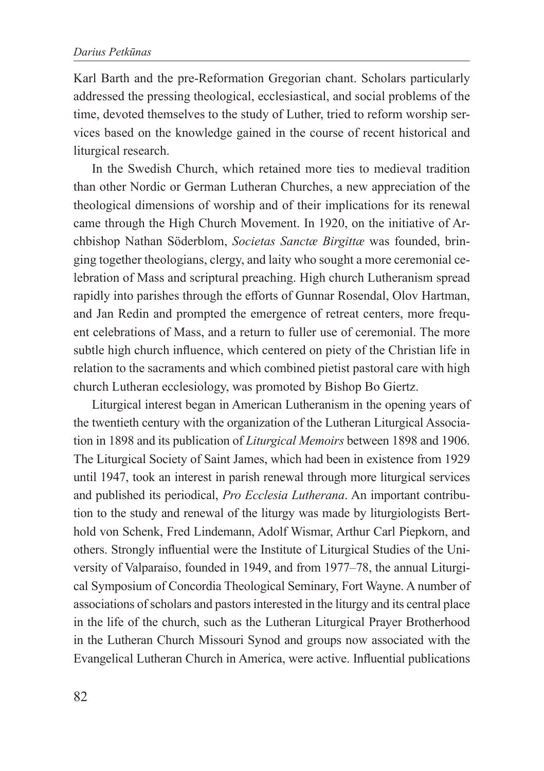Karl Barth and the pre-Reformation Gregorian chant. Scholars particularly addressed the pressing theological, ecclesiastical, and social problems of the time, devoted themselves to the study of Luther, tried to reform worship services based on the knowledge gained in the course of recent historical and liturgical research.

In the Swedish Church, which retained more ties to medieval tradition than other Nordic or German Lutheran Churches, a new appreciation of the theological dimensions of worship and of their implications for its renewal came through the High Church Movement. In 1920, on the initiative of Archbishop Nathan Söderblom, *Societas Sanctæ Birgittæ* was founded, bringing together theologians, clergy, and laity who sought a more ceremonial celebration of Mass and scriptural preaching. High church Lutheranism spread rapidly into parishes through the efforts of Gunnar Rosendal, Olov Hartman, and Jan Redin and prompted the emergence of retreat centers, more frequent celebrations of Mass, and a return to fuller use of ceremonial. The more subtle high church influence, which centered on piety of the Christian life in relation to the sacraments and which combined pietist pastoral care with high church Lutheran ecclesiology, was promoted by Bishop Bo Giertz.

Liturgical interest began in American Lutheranism in the opening years of the twentieth century with the organization of the Lutheran Liturgical Association in 1898 and its publication of *Liturgical Memoirs* between 1898 and 1906. The Liturgical Society of Saint James, which had been in existence from 1929 until 1947, took an interest in parish renewal through more liturgical services and published its periodical, *Pro Ecclesia Lutherana*. An important contribution to the study and renewal of the liturgy was made by liturgiologists Berthold von Schenk, Fred Lindemann, Adolf Wismar, Arthur Carl Piepkorn, and others. Strongly influential were the Institute of Liturgical Studies of the University of Valparaiso, founded in 1949, and from 1977–78, the annual Liturgical Symposium of Concordia Theological Seminary, Fort Wayne. A number of associations of scholars and pastors interested in the liturgy and its central place in the life of the church, such as the Lutheran Liturgical Prayer Brotherhood in the Lutheran Church Missouri Synod and groups now associated with the Evangelical Lutheran Church in America, were active. Influential publications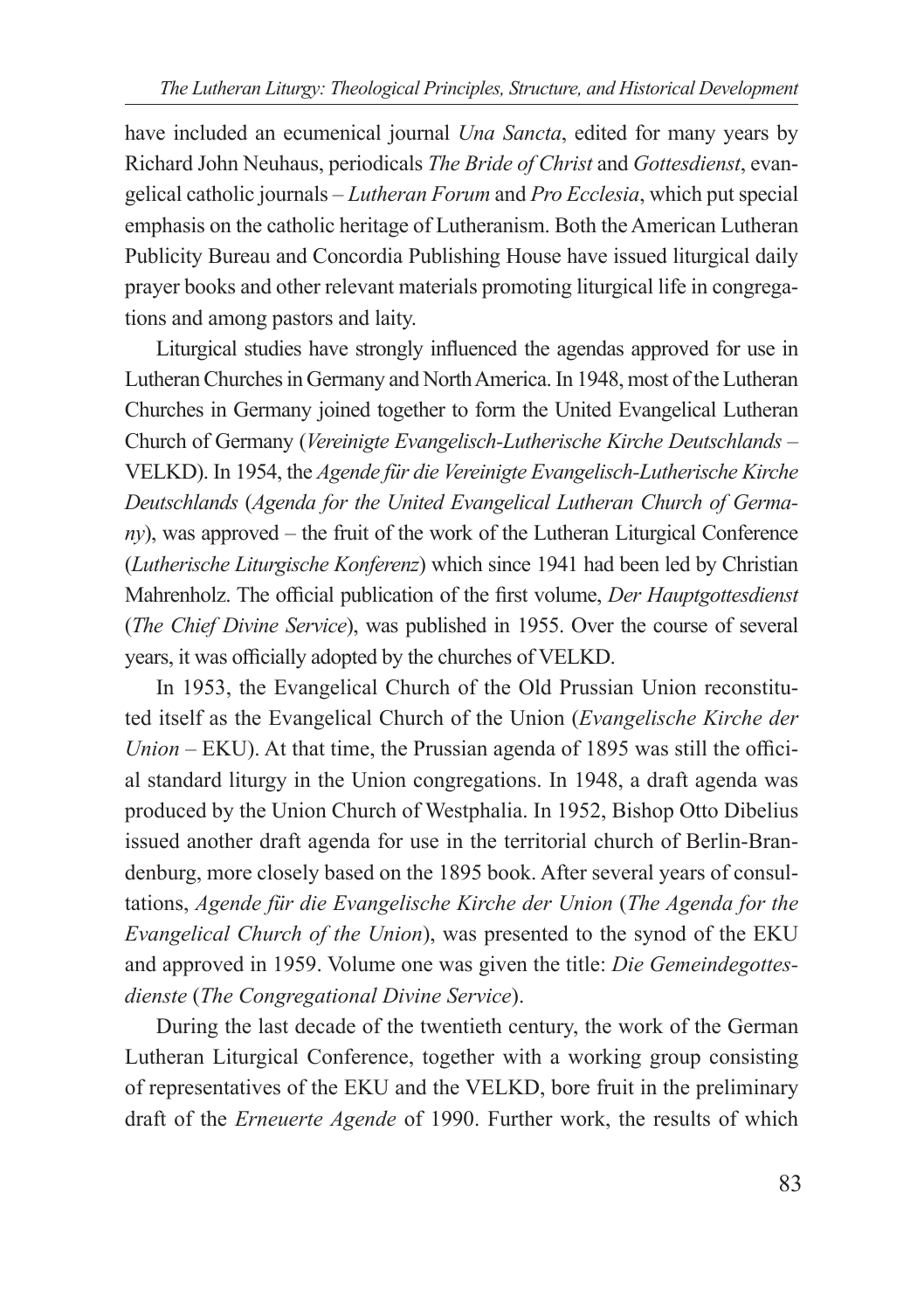have included an ecumenical journal *Una Sancta*, edited for many years by Richard John Neuhaus, periodicals *The Bride of Christ* and *Gottesdienst*, evangelical catholic journals – *Lutheran Forum* and *Pro Ecclesia*, which put special emphasis on the catholic heritage of Lutheranism. Both the American Lutheran Publicity Bureau and Concordia Publishing House have issued liturgical daily prayer books and other relevant materials promoting liturgical life in congregations and among pastors and laity.

Liturgical studies have strongly influenced the agendas approved for use in Lutheran Churches in Germany and North America. In 1948, most of the Lutheran Churches in Germany joined together to form the United Evangelical Lutheran Church of Germany (*Vereinigte Evangelisch-Lutherische Kirche Deutschlands* – VELKD). In 1954, the *Agende für die Vereinigte Evangelisch-Lutherische Kirche Deutschlands* (*Agenda for the United Evangelical Lutheran Church of Germany*), was approved – the fruit of the work of the Lutheran Liturgical Conference (*Lutherische Liturgische Konferenz*) which since 1941 had been led by Christian Mahrenholz. The official publication of the first volume, *Der Hauptgottesdienst* (*The Chief Divine Service*), was published in 1955. Over the course of several years, it was officially adopted by the churches of VELKD.

In 1953, the Evangelical Church of the Old Prussian Union reconstituted itself as the Evangelical Church of the Union (*Evangelische Kirche der Union* – EKU). At that time, the Prussian agenda of 1895 was still the official standard liturgy in the Union congregations. In 1948, a draft agenda was produced by the Union Church of Westphalia. In 1952, Bishop Otto Dibelius issued another draft agenda for use in the territorial church of Berlin-Brandenburg, more closely based on the 1895 book. After several years of consultations, *Agende für die Evangelische Kirche der Union* (*The Agenda for the Evangelical Church of the Union*), was presented to the synod of the EKU and approved in 1959. Volume one was given the title: *Die Gemeindegottesdienste* (*The Congregational Divine Service*).

During the last decade of the twentieth century, the work of the German Lutheran Liturgical Conference, together with a working group consisting of representatives of the EKU and the VELKD, bore fruit in the preliminary draft of the *Erneuerte Agende* of 1990. Further work, the results of which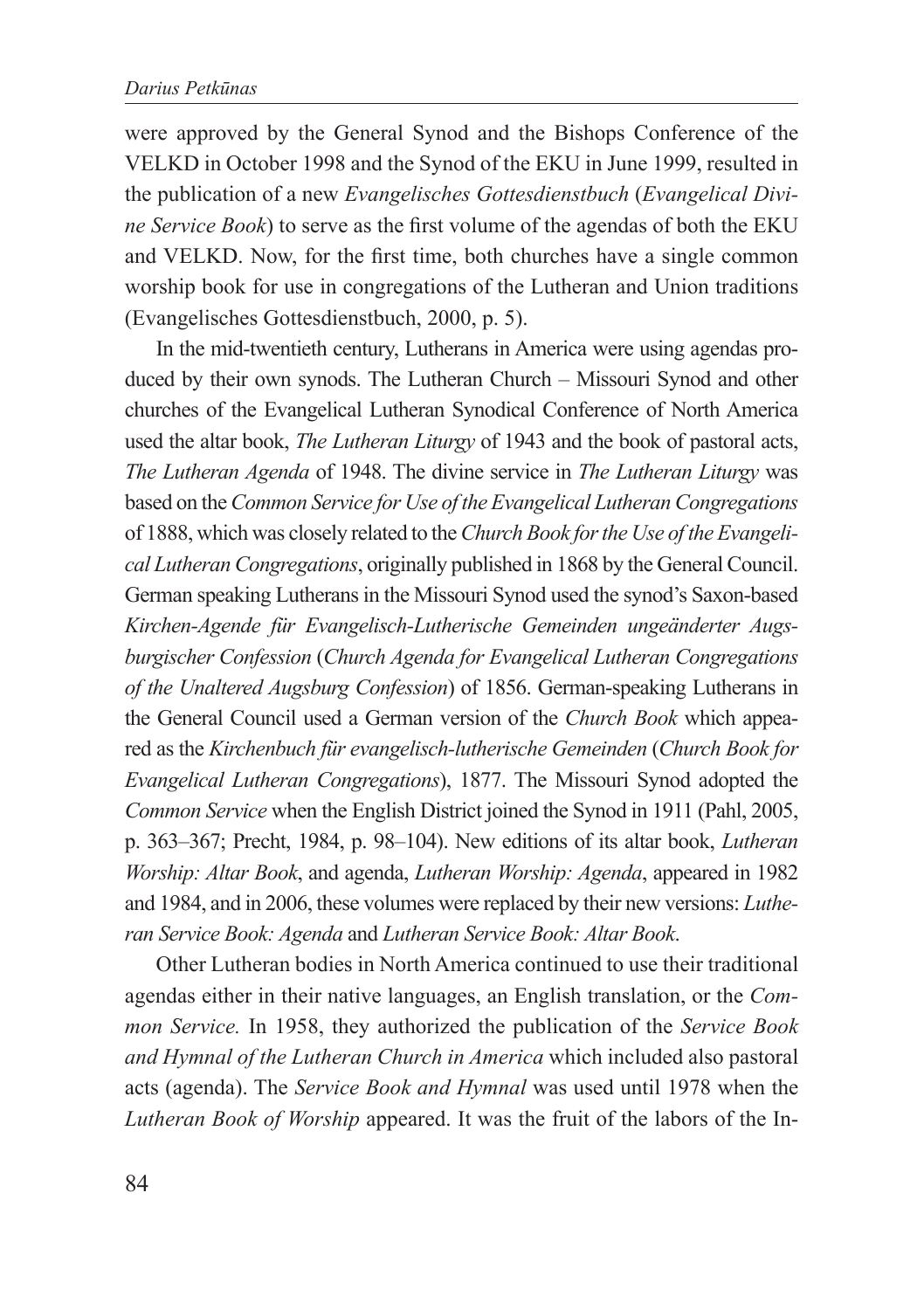were approved by the General Synod and the Bishops Conference of the VELKD in October 1998 and the Synod of the EKU in June 1999, resulted in the publication of a new *Evangelisches Gottesdienstbuch* (*Evangelical Divine Service Book*) to serve as the first volume of the agendas of both the EKU and VELKD. Now, for the first time, both churches have a single common worship book for use in congregations of the Lutheran and Union traditions (Evangelisches Gottesdienstbuch, 2000, p. 5).

In the mid-twentieth century, Lutherans in America were using agendas produced by their own synods. The Lutheran Church – Missouri Synod and other churches of the Evangelical Lutheran Synodical Conference of North America used the altar book, *The Lutheran Liturgy* of 1943 and the book of pastoral acts, *The Lutheran Agenda* of 1948. The divine service in *The Lutheran Liturgy* was based on the *Common Service for Use of the Evangelical Lutheran Congregations* of 1888, which was closely related to the *Church Book for the Use of the Evangelical Lutheran Congregations*, originally published in 1868 by the General Council. German speaking Lutherans in the Missouri Synod used the synod's Saxon-based *Kirchen-Agende für Evangelisch-Lutherische Gemeinden ungeänderter Augsburgischer Confession* (*Church Agenda for Evangelical Lutheran Congregations of the Unaltered Augsburg Confession*) of 1856. German-speaking Lutherans in the General Council used a German version of the *Church Book* which appeared as the *Kirchenbuch für evangelisch-lutherische Gemeinden* (*Church Book for Evangelical Lutheran Congregations*), 1877. The Missouri Synod adopted the *Common Service* when the English District joined the Synod in 1911 (Pahl, 2005, p. 363–367; Precht, 1984, p. 98–104). New editions of its altar book, *Lutheran Worship: Altar Book*, and agenda, *Lutheran Worship: Agenda*, appeared in 1982 and 1984, and in 2006, these volumes were replaced by their new versions: *Lutheran Service Book: Agenda* and *Lutheran Service Book: Altar Book*.

Other Lutheran bodies in North America continued to use their traditional agendas either in their native languages, an English translation, or the *Common Service.* In 1958, they authorized the publication of the *Service Book and Hymnal of the Lutheran Church in America* which included also pastoral acts (agenda). The *Service Book and Hymnal* was used until 1978 when the *Lutheran Book of Worship* appeared. It was the fruit of the labors of the In-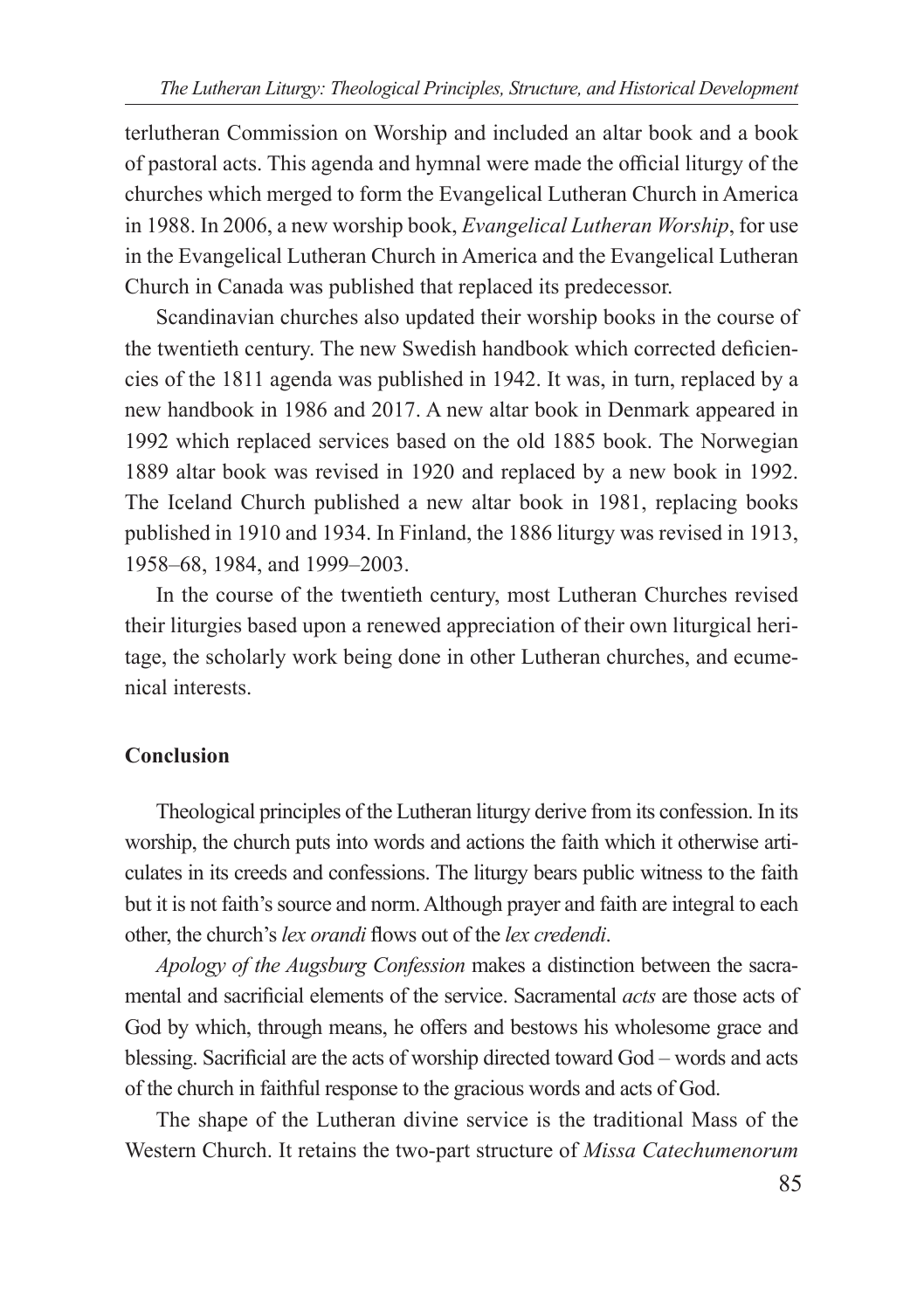terlutheran Commission on Worship and included an altar book and a book of pastoral acts. This agenda and hymnal were made the official liturgy of the churches which merged to form the Evangelical Lutheran Church in America in 1988. In 2006, a new worship book, *Evangelical Lutheran Worship*, for use in the Evangelical Lutheran Church in America and the Evangelical Lutheran Church in Canada was published that replaced its predecessor.

Scandinavian churches also updated their worship books in the course of the twentieth century. The new Swedish handbook which corrected deficiencies of the 1811 agenda was published in 1942. It was, in turn, replaced by a new handbook in 1986 and 2017. A new altar book in Denmark appeared in 1992 which replaced services based on the old 1885 book. The Norwegian 1889 altar book was revised in 1920 and replaced by a new book in 1992. The Iceland Church published a new altar book in 1981, replacing books published in 1910 and 1934. In Finland, the 1886 liturgy was revised in 1913, 1958–68, 1984, and 1999–2003.

In the course of the twentieth century, most Lutheran Churches revised their liturgies based upon a renewed appreciation of their own liturgical heritage, the scholarly work being done in other Lutheran churches, and ecumenical interests.

## Conclusion

Theological principles of the Lutheran liturgy derive from its confession. In its worship, the church puts into words and actions the faith which it otherwise articulates in its creeds and confessions. The liturgy bears public witness to the faith but it is not faith's source and norm. Although prayer and faith are integral to each other, the church's *lex orandi* flows out of the *lex credendi*.

*Apology of the Augsburg Confession* makes a distinction between the sacramental and sacrificial elements of the service. Sacramental *acts* are those acts of God by which, through means, he offers and bestows his wholesome grace and blessing. Sacrificial are the acts of worship directed toward God – words and acts of the church in faithful response to the gracious words and acts of God.

The shape of the Lutheran divine service is the traditional Mass of the Western Church. It retains the two-part structure of *Missa Catechumenorum*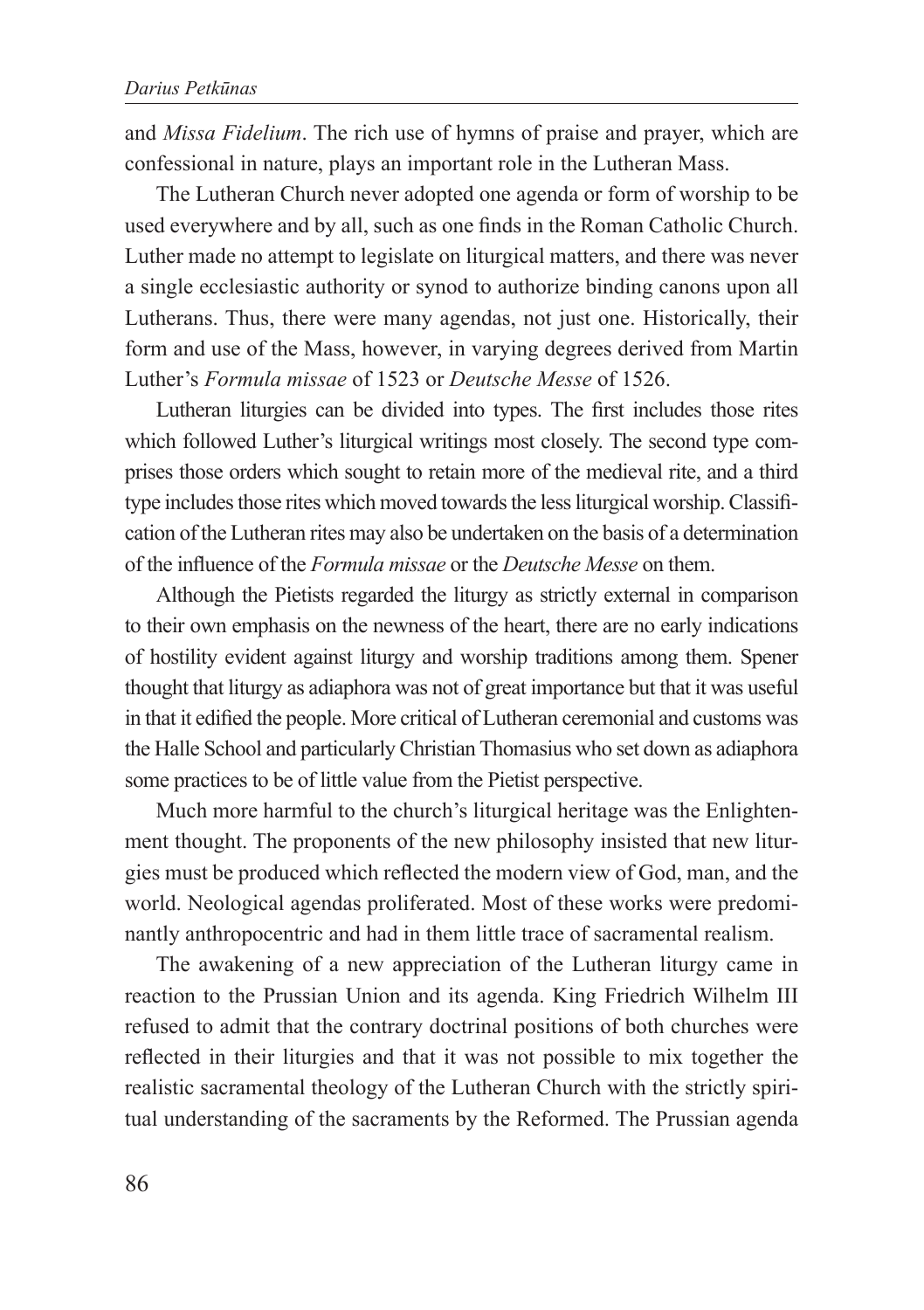and *Missa Fidelium*. The rich use of hymns of praise and prayer, which are confessional in nature, plays an important role in the Lutheran Mass.

The Lutheran Church never adopted one agenda or form of worship to be used everywhere and by all, such as one finds in the Roman Catholic Church. Luther made no attempt to legislate on liturgical matters, and there was never a single ecclesiastic authority or synod to authorize binding canons upon all Lutherans. Thus, there were many agendas, not just one. Historically, their form and use of the Mass, however, in varying degrees derived from Martin Luther's *Formula missae* of 1523 or *Deutsche Messe* of 1526.

Lutheran liturgies can be divided into types. The first includes those rites which followed Luther's liturgical writings most closely. The second type comprises those orders which sought to retain more of the medieval rite, and a third type includes those rites which moved towards the less liturgical worship. Classification of the Lutheran rites may also be undertaken on the basis of a determination of the influence of the *Formula missae* or the *Deutsche Messe* on them.

Although the Pietists regarded the liturgy as strictly external in comparison to their own emphasis on the newness of the heart, there are no early indications of hostility evident against liturgy and worship traditions among them. Spener thought that liturgy as adiaphora was not of great importance but that it was useful in that it edified the people. More critical of Lutheran ceremonial and customs was the Halle School and particularly Christian Thomasius who set down as adiaphora some practices to be of little value from the Pietist perspective.

Much more harmful to the church's liturgical heritage was the Enlightenment thought. The proponents of the new philosophy insisted that new liturgies must be produced which reflected the modern view of God, man, and the world. Neological agendas proliferated. Most of these works were predominantly anthropocentric and had in them little trace of sacramental realism.

The awakening of a new appreciation of the Lutheran liturgy came in reaction to the Prussian Union and its agenda. King Friedrich Wilhelm III refused to admit that the contrary doctrinal positions of both churches were reflected in their liturgies and that it was not possible to mix together the realistic sacramental theology of the Lutheran Church with the strictly spiritual understanding of the sacraments by the Reformed. The Prussian agenda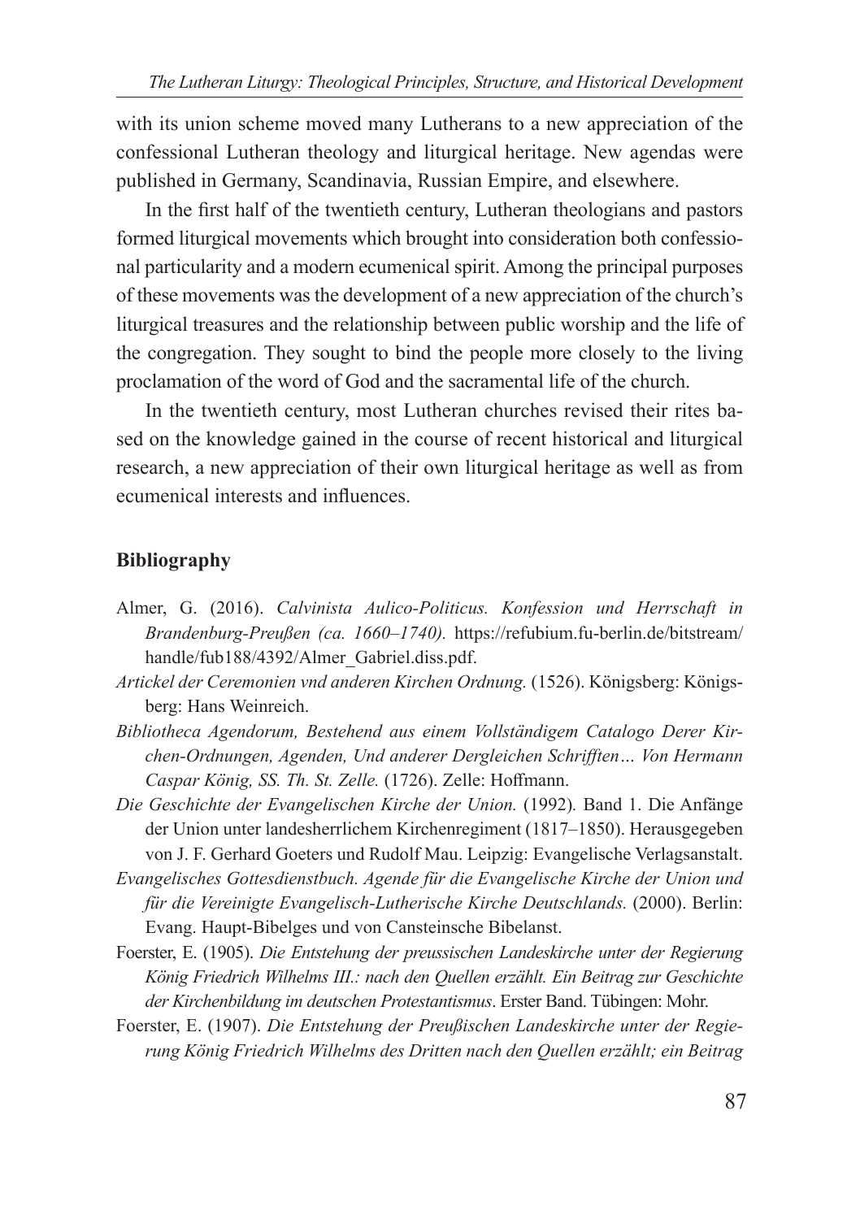with its union scheme moved many Lutherans to a new appreciation of the confessional Lutheran theology and liturgical heritage. New agendas were published in Germany, Scandinavia, Russian Empire, and elsewhere.

In the first half of the twentieth century, Lutheran theologians and pastors formed liturgical movements which brought into consideration both confessional particularity and a modern ecumenical spirit. Among the principal purposes of these movements was the development of a new appreciation of the church's liturgical treasures and the relationship between public worship and the life of the congregation. They sought to bind the people more closely to the living proclamation of the word of God and the sacramental life of the church.

In the twentieth century, most Lutheran churches revised their rites based on the knowledge gained in the course of recent historical and liturgical research, a new appreciation of their own liturgical heritage as well as from ecumenical interests and influences.

## Bibliography

Almer, G. (2016). *Calvinista Aulico-Politicus. Konfession und Herrschaft in Brandenburg-Preußen (ca. 1660–1740).* https://refubium.fu-berlin.de/bitstream/handle/fub188/4392/Almer_Gabriel.diss.pdf.

*Artickel der Ceremonien vnd anderen Kirchen Ordnung.* (1526). Königsberg: Königsberg: Hans Weinreich.

*Bibliotheca Agendorum, Bestehend aus einem Vollständigem Catalogo Derer Kirchen-Ordnungen, Agenden, Und anderer Dergleichen Schrifften… Von Hermann Caspar König, SS. Th. St. Zelle.* (1726). Zelle: Hoffmann.

*Die Geschichte der Evangelischen Kirche der Union.* (1992)*.* Band 1. Die Anfänge der Union unter landesherrlichem Kirchenregiment (1817–1850). Herausgegeben von J. F. Gerhard Goeters und Rudolf Mau. Leipzig: Evangelische Verlagsanstalt.

*Evangelisches Gottesdienstbuch. Agende für die Evangelische Kirche der Union und für die Vereinigte Evangelisch-Lutherische Kirche Deutschlands.* (2000). Berlin: Evang. Haupt-Bibelges und von Cansteinsche Bibelanst.

Foerster, E. (1905). *Die Entstehung der preussischen Landeskirche unter der Regierung König Friedrich Wilhelms III.: nach den Quellen erzählt. Ein Beitrag zur Geschichte der Kirchenbildung im deutschen Protestantismus*. Erster Band. Tübingen: Mohr.

Foerster, E. (1907). *Die Entstehung der Preußischen Landeskirche unter der Regierung König Friedrich Wilhelms des Dritten nach den Quellen erzählt; ein Beitrag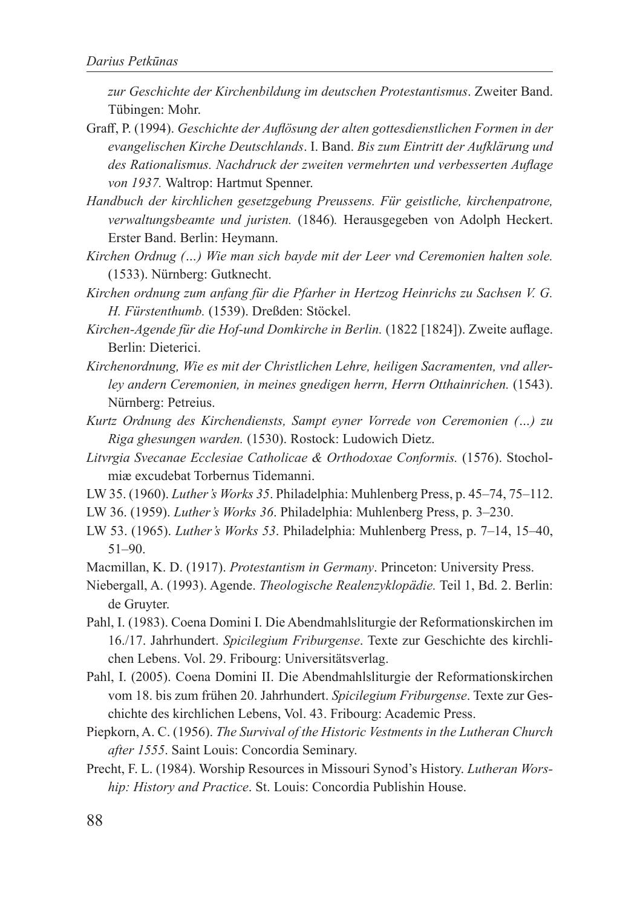*zur Geschichte der Kirchenbildung im deutschen Protestantismus*. Zweiter Band. Tübingen: Mohr.

Graff, P. (1994). *Geschichte der Auflösung der alten gottesdienstlichen Formen in der evangelischen Kirche Deutschlands*. I. Band. *Bis zum Eintritt der Aufklärung und des Rationalismus. Nachdruck der zweiten vermehrten und verbesserten Auflage von 1937.* Waltrop: Hartmut Spenner.

*Handbuch der kirchlichen gesetzgebung Preussens. Für geistliche, kirchenpatrone, verwaltungsbeamte und juristen.* (1846)*.* Herausgegeben von Adolph Heckert. Erster Band. Berlin: Heymann.

*Kirchen Ordnug (…) Wie man sich bayde mit der Leer vnd Ceremonien halten sole.* (1533). Nürnberg: Gutknecht.

*Kirchen ordnung zum anfang für die Pfarher in Hertzog Heinrichs zu Sachsen V. G. H. Fürstenthumb.* (1539). Dreßden: Stöckel.

*Kirchen-Agende für die Hof-und Domkirche in Berlin.* (1822 [1824]). Zweite auflage. Berlin: Dieterici.

*Kirchenordnung, Wie es mit der Christlichen Lehre, heiligen Sacramenten, vnd allerley andern Ceremonien, in meines gnedigen herrn, Herrn Otthainrichen.* (1543). Nürnberg: Petreius.

*Kurtz Ordnung des Kirchendiensts, Sampt eyner Vorrede von Ceremonien (…) zu Riga ghesungen warden.* (1530). Rostock: Ludowich Dietz.

*Litvrgia Svecanae Ecclesiae Catholicae & Orthodoxae Conformis.* (1576). Stocholmiæ excudebat Torbernus Tidemanni.

LW 35. (1960). *Luther's Works 35*. Philadelphia: Muhlenberg Press, p. 45–74, 75–112.

LW 36. (1959). *Luther's Works 36*. Philadelphia: Muhlenberg Press, p. 3–230.

LW 53. (1965). *Luther's Works 53*. Philadelphia: Muhlenberg Press, p. 7–14, 15–40, 51–90.

Macmillan, K. D. (1917). *Protestantism in Germany*. Princeton: University Press.

Niebergall, A. (1993). Agende. *Theologische Realenzyklopädie.* Teil 1, Bd. 2. Berlin: de Gruyter.

Pahl, I. (1983). Coena Domini I. Die Abendmahlsliturgie der Reformationskirchen im 16./17. Jahrhundert. *Spicilegium Friburgense*. Texte zur Geschichte des kirchlichen Lebens. Vol. 29. Fribourg: Universitätsverlag.

Pahl, I. (2005). Coena Domini II. Die Abendmahlsliturgie der Reformationskirchen vom 18. bis zum frühen 20. Jahrhundert. *Spicilegium Friburgense*. Texte zur Geschichte des kirchlichen Lebens, Vol. 43. Fribourg: Academic Press.

Piepkorn, A. C. (1956). *The Survival of the Historic Vestments in the Lutheran Church after 1555*. Saint Louis: Concordia Seminary.

Precht, F. L. (1984). Worship Resources in Missouri Synod's History. *Lutheran Worship: History and Practice*. St. Louis: Concordia Publishin House.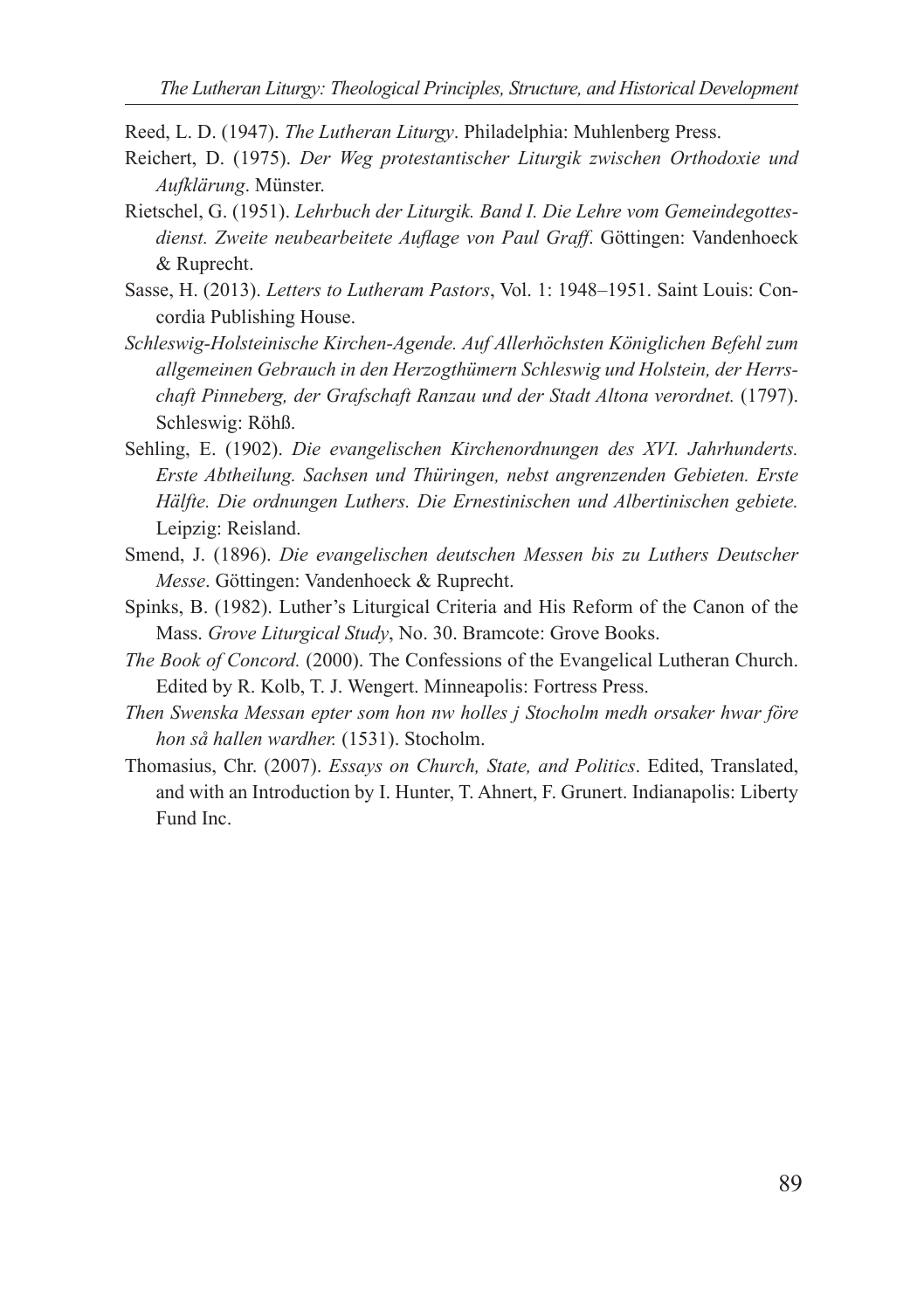Reed, L. D. (1947). *The Lutheran Liturgy*. Philadelphia: Muhlenberg Press.

Reichert, D. (1975). *Der Weg protestantischer Liturgik zwischen Orthodoxie und Aufklärung*. Münster.

Rietschel, G. (1951). *Lehrbuch der Liturgik. Band I. Die Lehre vom Gemeindegottesdienst. Zweite neubearbeitete Auflage von Paul Graff*. Göttingen: Vandenhoeck & Ruprecht.

Sasse, H. (2013). *Letters to Lutheram Pastors*, Vol. 1: 1948–1951. Saint Louis: Concordia Publishing House.

*Schleswig-Holsteinische Kirchen-Agende. Auf Allerhöchsten Königlichen Befehl zum allgemeinen Gebrauch in den Herzogthümern Schleswig und Holstein, der Herrschaft Pinneberg, der Grafschaft Ranzau und der Stadt Altona verordnet.* (1797). Schleswig: Röhß.

Sehling, E. (1902). *Die evangelischen Kirchenordnungen des XVI. Jahrhunderts. Erste Abtheilung. Sachsen und Thüringen, nebst angrenzenden Gebieten. Erste Hälfte. Die ordnungen Luthers. Die Ernestinischen und Albertinischen gebiete.* Leipzig: Reisland.

Smend, J. (1896). *Die evangelischen deutschen Messen bis zu Luthers Deutscher Messe*. Göttingen: Vandenhoeck & Ruprecht.

Spinks, B. (1982). Luther's Liturgical Criteria and His Reform of the Canon of the Mass. *Grove Liturgical Study*, No. 30. Bramcote: Grove Books.

*The Book of Concord.* (2000). The Confessions of the Evangelical Lutheran Church. Edited by R. Kolb, T. J. Wengert. Minneapolis: Fortress Press.

*Then Swenska Messan epter som hon nw holles j Stocholm medh orsaker hwar före hon så hallen wardher.* (1531). Stocholm.

Thomasius, Chr. (2007). *Essays on Church, State, and Politics*. Edited, Translated, and with an Introduction by I. Hunter, T. Ahnert, F. Grunert. Indianapolis: Liberty Fund Inc.